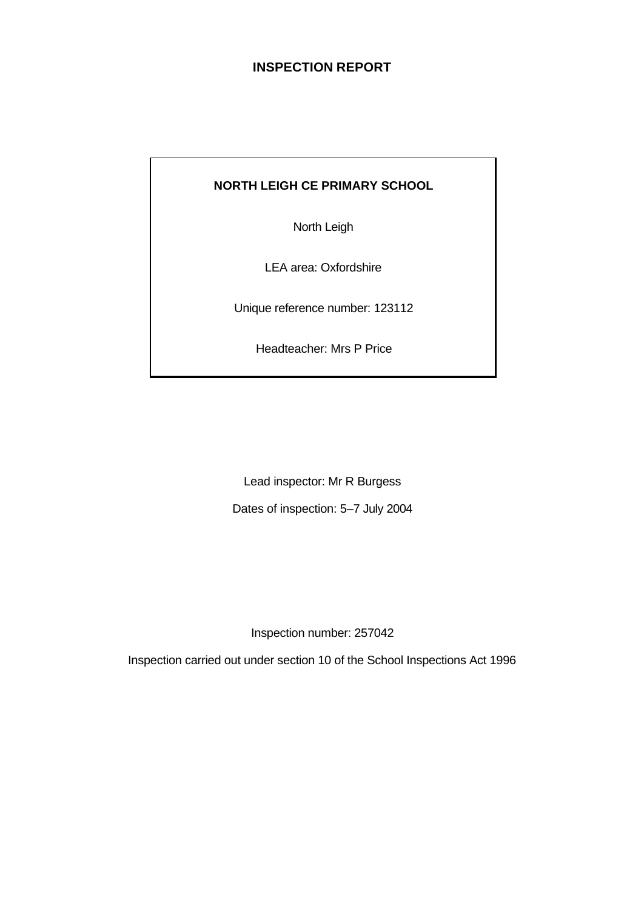# INSPECTION REPORT

**NORTH LEIGH CE PRIMARY SCHOOL**

North Leigh

LEA area: Oxfordshire

Unique reference number: 123112

Headteacher: Mrs P Price

Lead inspector: Mr R Burgess

Dates of inspection: 5–7 July 2004

Inspection number: 257042

Inspection carried out under section 10 of the School Inspections Act 1996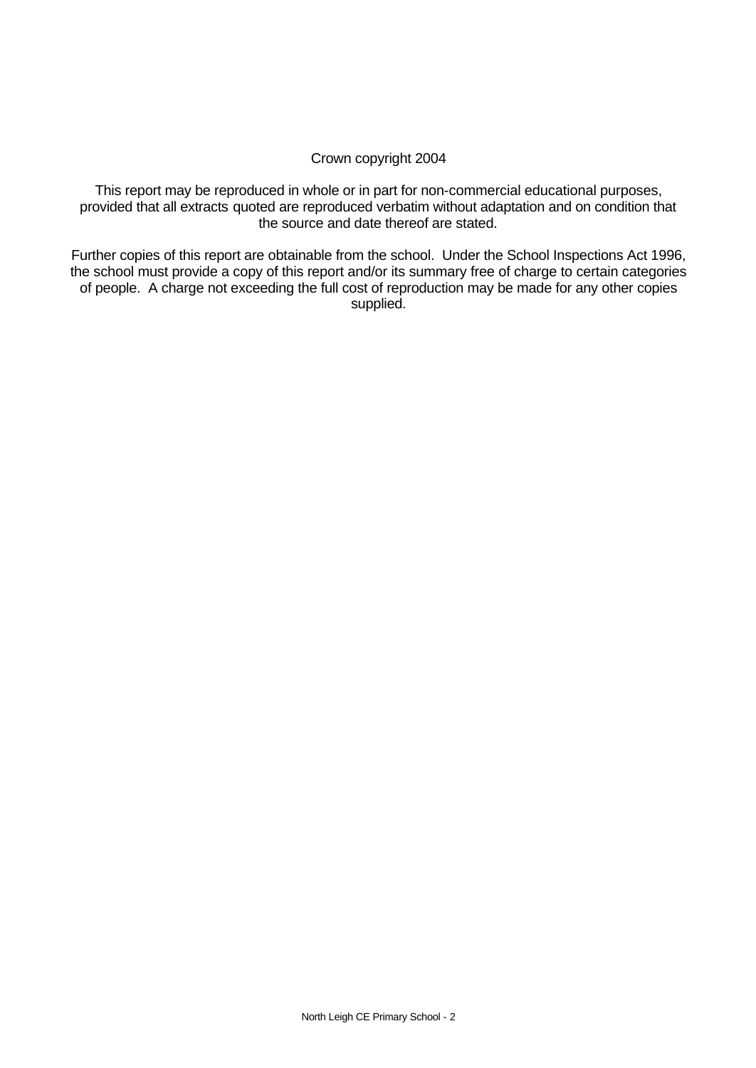Crown copyright 2004

This report may be reproduced in whole or in part for non-commercial educational purposes, provided that all extracts quoted are reproduced verbatim without adaptation and on condition that the source and date thereof are stated.

Further copies of this report are obtainable from the school. Under the School Inspections Act 1996, the school must provide a copy of this report and/or its summary free of charge to certain categories of people. A charge not exceeding the full cost of reproduction may be made for any other copies supplied.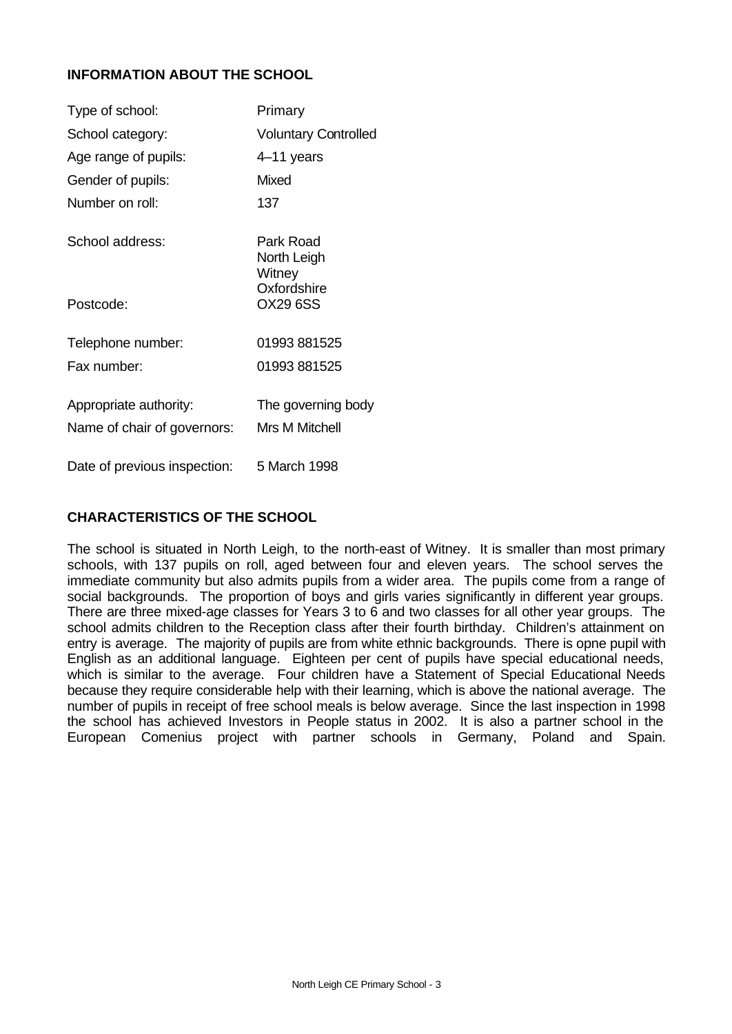## INFORMATION ABOUT THE SCHOOL

| | |
|---|---|
| Type of school: | Primary |
| School category: | Voluntary Controlled |
| Age range of pupils: | 4–11 years |
| Gender of pupils: | Mixed |
| Number on roll: | 137 |
| School address: | Park Road<br>North Leigh<br>Witney<br>Oxfordshire |
| Postcode: | OX29 6SS |
| Telephone number: | 01993 881525 |
| Fax number: | 01993 881525 |
| Appropriate authority: | The governing body |
| Name of chair of governors: | Mrs M Mitchell |
| Date of previous inspection: | 5 March 1998 |

## CHARACTERISTICS OF THE SCHOOL

The school is situated in North Leigh, to the north-east of Witney. It is smaller than most primary schools, with 137 pupils on roll, aged between four and eleven years. The school serves the immediate community but also admits pupils from a wider area. The pupils come from a range of social backgrounds. The proportion of boys and girls varies significantly in different year groups. There are three mixed-age classes for Years 3 to 6 and two classes for all other year groups. The school admits children to the Reception class after their fourth birthday. Children's attainment on entry is average. The majority of pupils are from white ethnic backgrounds. There is opne pupil with English as an additional language. Eighteen per cent of pupils have special educational needs, which is similar to the average. Four children have a Statement of Special Educational Needs because they require considerable help with their learning, which is above the national average. The number of pupils in receipt of free school meals is below average. Since the last inspection in 1998 the school has achieved Investors in People status in 2002. It is also a partner school in the European Comenius project with partner schools in Germany, Poland and Spain.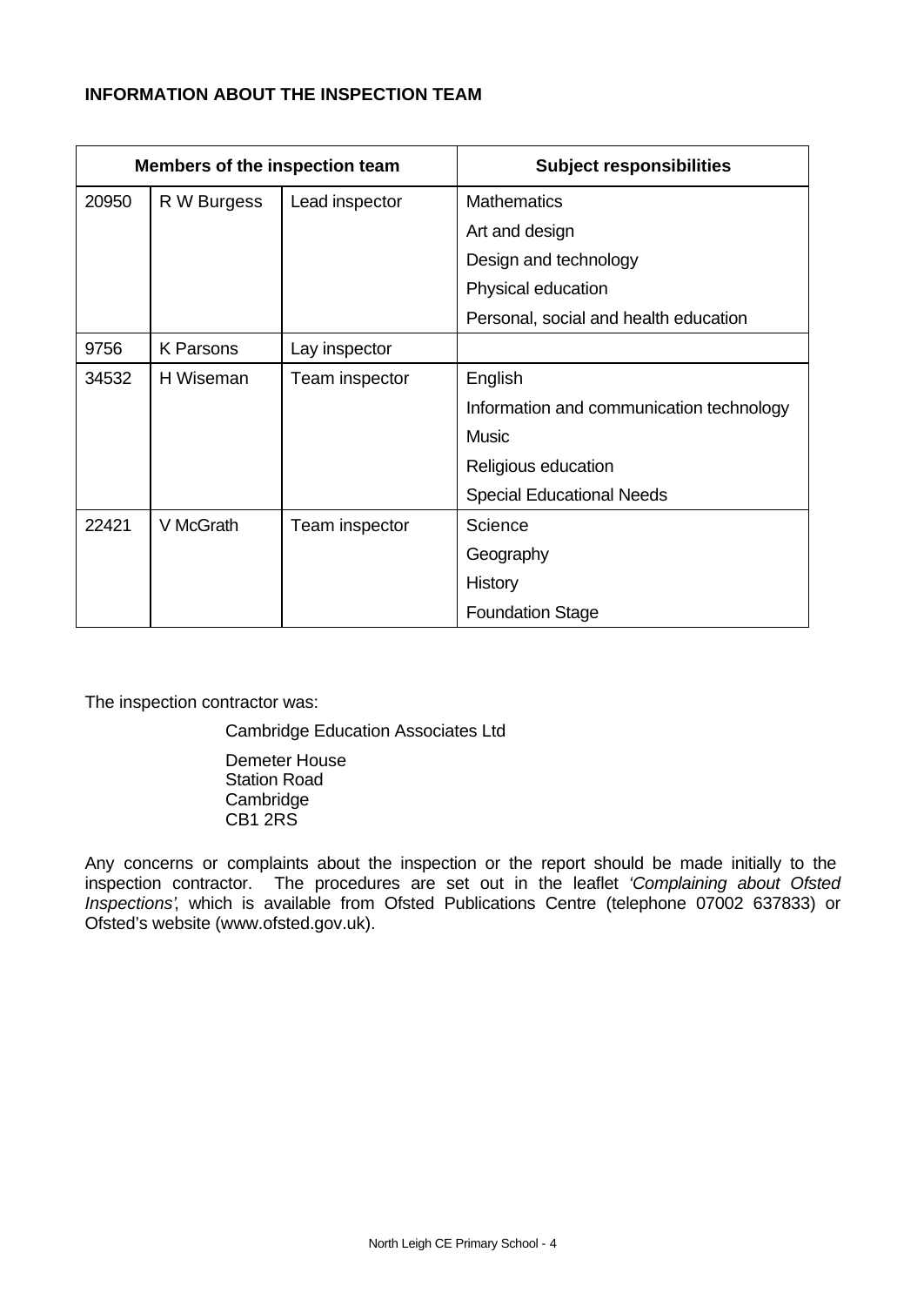**INFORMATION ABOUT THE INSPECTION TEAM**

| Members of the inspection team | | | Subject responsibilities |
|---|---|---|---|
| 20950 | R W Burgess | Lead inspector | Mathematics |
| | | | Art and design |
| | | | Design and technology |
| | | | Physical education |
| | | | Personal, social and health education |
| 9756 | K Parsons | Lay inspector | |
| 34532 | H Wiseman | Team inspector | English |
| | | | Information and communication technology |
| | | | Music |
| | | | Religious education |
| | | | Special Educational Needs |
| 22421 | V McGrath | Team inspector | Science |
| | | | Geography |
| | | | History |
| | | | Foundation Stage |

The inspection contractor was:

Cambridge Education Associates Ltd

Demeter House
Station Road
Cambridge
CB1 2RS

Any concerns or complaints about the inspection or the report should be made initially to the inspection contractor. The procedures are set out in the leaflet *'Complaining about Ofsted Inspections'*, which is available from Ofsted Publications Centre (telephone 07002 637833) or Ofsted's website (www.ofsted.gov.uk).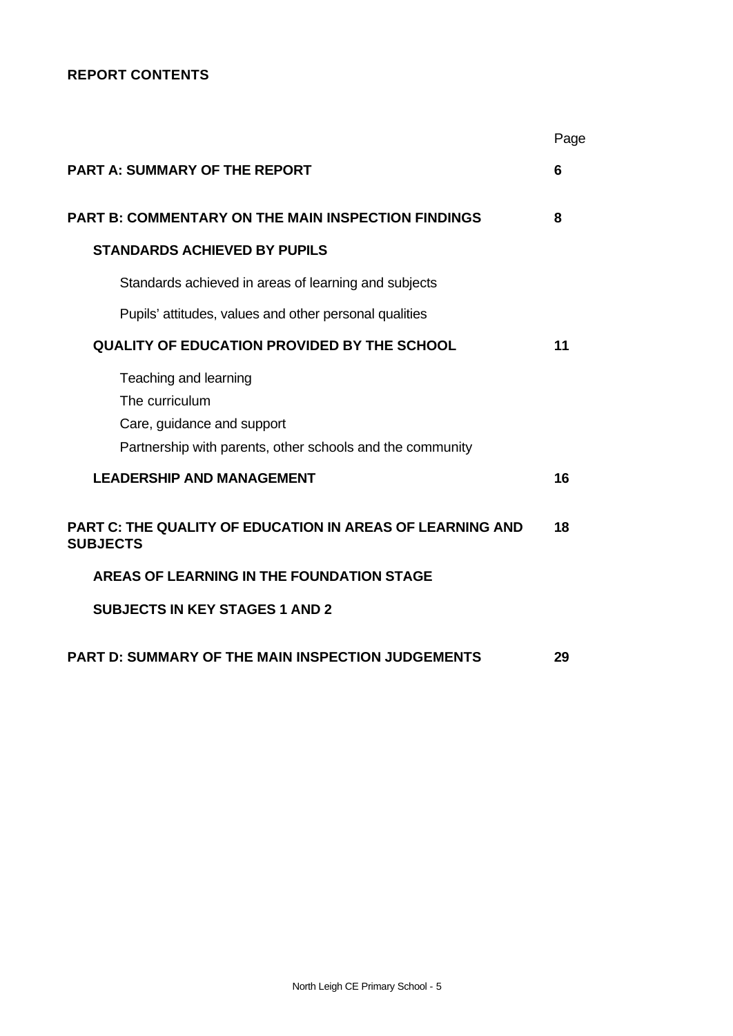**REPORT CONTENTS**

| | Page |
|---|---|
| **PART A: SUMMARY OF THE REPORT** | **6** |
| **PART B: COMMENTARY ON THE MAIN INSPECTION FINDINGS** | **8** |
| **STANDARDS ACHIEVED BY PUPILS** | |
| Standards achieved in areas of learning and subjects | |
| Pupils' attitudes, values and other personal qualities | |
| **QUALITY OF EDUCATION PROVIDED BY THE SCHOOL** | **11** |
| Teaching and learning | |
| The curriculum | |
| Care, guidance and support | |
| Partnership with parents, other schools and the community | |
| **LEADERSHIP AND MANAGEMENT** | **16** |
| **PART C: THE QUALITY OF EDUCATION IN AREAS OF LEARNING AND SUBJECTS** | **18** |
| **AREAS OF LEARNING IN THE FOUNDATION STAGE** | |
| **SUBJECTS IN KEY STAGES 1 AND 2** | |
| **PART D: SUMMARY OF THE MAIN INSPECTION JUDGEMENTS** | **29** |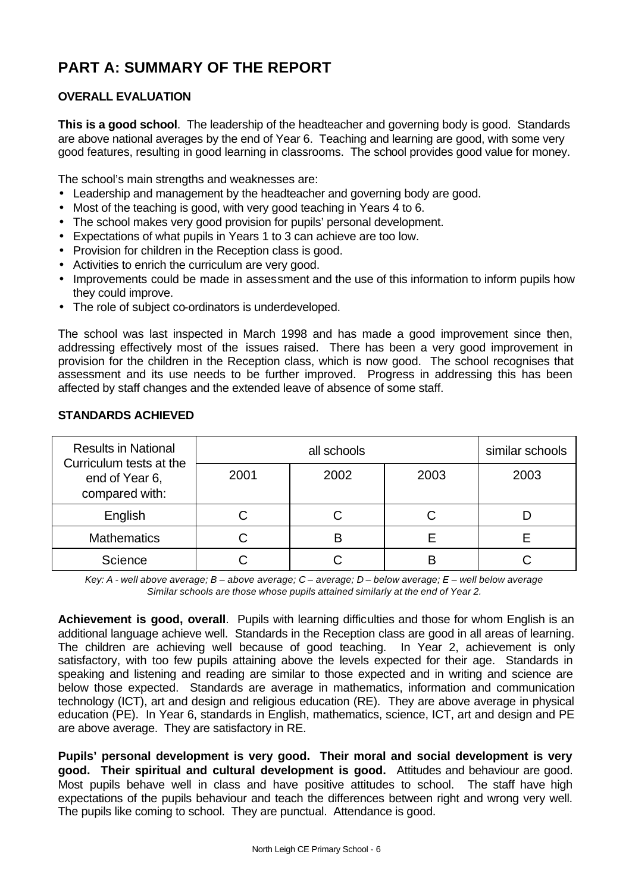# PART A: SUMMARY OF THE REPORT

## OVERALL EVALUATION

**This is a good school**. The leadership of the headteacher and governing body is good. Standards are above national averages by the end of Year 6. Teaching and learning are good, with some very good features, resulting in good learning in classrooms. The school provides good value for money.

The school's main strengths and weaknesses are:

- Leadership and management by the headteacher and governing body are good.
- Most of the teaching is good, with very good teaching in Years 4 to 6.
- The school makes very good provision for pupils' personal development.
- Expectations of what pupils in Years 1 to 3 can achieve are too low.
- Provision for children in the Reception class is good.
- Activities to enrich the curriculum are very good.
- Improvements could be made in assessment and the use of this information to inform pupils how they could improve.
- The role of subject co-ordinators is underdeveloped.

The school was last inspected in March 1998 and has made a good improvement since then, addressing effectively most of the issues raised. There has been a very good improvement in provision for the children in the Reception class, which is now good. The school recognises that assessment and its use needs to be further improved. Progress in addressing this has been affected by staff changes and the extended leave of absence of some staff.

## STANDARDS ACHIEVED

| Results in National Curriculum tests at the end of Year 6, compared with: | all schools | | | similar schools |
|---|---|---|---|---|
| | 2001 | 2002 | 2003 | 2003 |
| English | C | C | C | D |
| Mathematics | C | B | E | E |
| Science | C | C | B | C |

*Key: A - well above average; B – above average; C – average; D – below average; E – well below average*
*Similar schools are those whose pupils attained similarly at the end of Year 2.*

**Achievement is good, overall**. Pupils with learning difficulties and those for whom English is an additional language achieve well. Standards in the Reception class are good in all areas of learning. The children are achieving well because of good teaching. In Year 2, achievement is only satisfactory, with too few pupils attaining above the levels expected for their age. Standards in speaking and listening and reading are similar to those expected and in writing and science are below those expected. Standards are average in mathematics, information and communication technology (ICT), art and design and religious education (RE). They are above average in physical education (PE). In Year 6, standards in English, mathematics, science, ICT, art and design and PE are above average. They are satisfactory in RE.

**Pupils' personal development is very good. Their moral and social development is very good. Their spiritual and cultural development is good.** Attitudes and behaviour are good. Most pupils behave well in class and have positive attitudes to school. The staff have high expectations of the pupils behaviour and teach the differences between right and wrong very well. The pupils like coming to school. They are punctual. Attendance is good.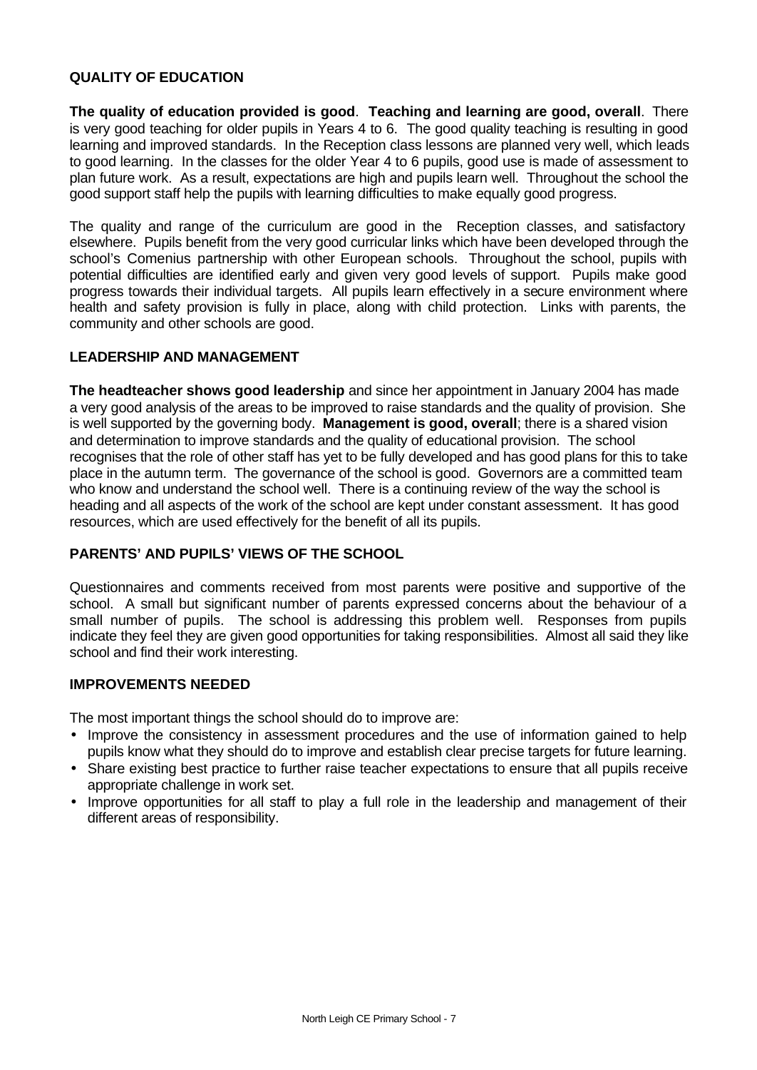## QUALITY OF EDUCATION

**The quality of education provided is good**. **Teaching and learning are good, overall**. There is very good teaching for older pupils in Years 4 to 6. The good quality teaching is resulting in good learning and improved standards. In the Reception class lessons are planned very well, which leads to good learning. In the classes for the older Year 4 to 6 pupils, good use is made of assessment to plan future work. As a result, expectations are high and pupils learn well. Throughout the school the good support staff help the pupils with learning difficulties to make equally good progress.

The quality and range of the curriculum are good in the Reception classes, and satisfactory elsewhere. Pupils benefit from the very good curricular links which have been developed through the school's Comenius partnership with other European schools. Throughout the school, pupils with potential difficulties are identified early and given very good levels of support. Pupils make good progress towards their individual targets. All pupils learn effectively in a secure environment where health and safety provision is fully in place, along with child protection. Links with parents, the community and other schools are good.

## LEADERSHIP AND MANAGEMENT

**The headteacher shows good leadership** and since her appointment in January 2004 has made a very good analysis of the areas to be improved to raise standards and the quality of provision. She is well supported by the governing body. **Management is good, overall**; there is a shared vision and determination to improve standards and the quality of educational provision. The school recognises that the role of other staff has yet to be fully developed and has good plans for this to take place in the autumn term. The governance of the school is good. Governors are a committed team who know and understand the school well. There is a continuing review of the way the school is heading and all aspects of the work of the school are kept under constant assessment. It has good resources, which are used effectively for the benefit of all its pupils.

## PARENTS' AND PUPILS' VIEWS OF THE SCHOOL

Questionnaires and comments received from most parents were positive and supportive of the school. A small but significant number of parents expressed concerns about the behaviour of a small number of pupils. The school is addressing this problem well. Responses from pupils indicate they feel they are given good opportunities for taking responsibilities. Almost all said they like school and find their work interesting.

## IMPROVEMENTS NEEDED

The most important things the school should do to improve are:

- Improve the consistency in assessment procedures and the use of information gained to help pupils know what they should do to improve and establish clear precise targets for future learning.
- Share existing best practice to further raise teacher expectations to ensure that all pupils receive appropriate challenge in work set.
- Improve opportunities for all staff to play a full role in the leadership and management of their different areas of responsibility.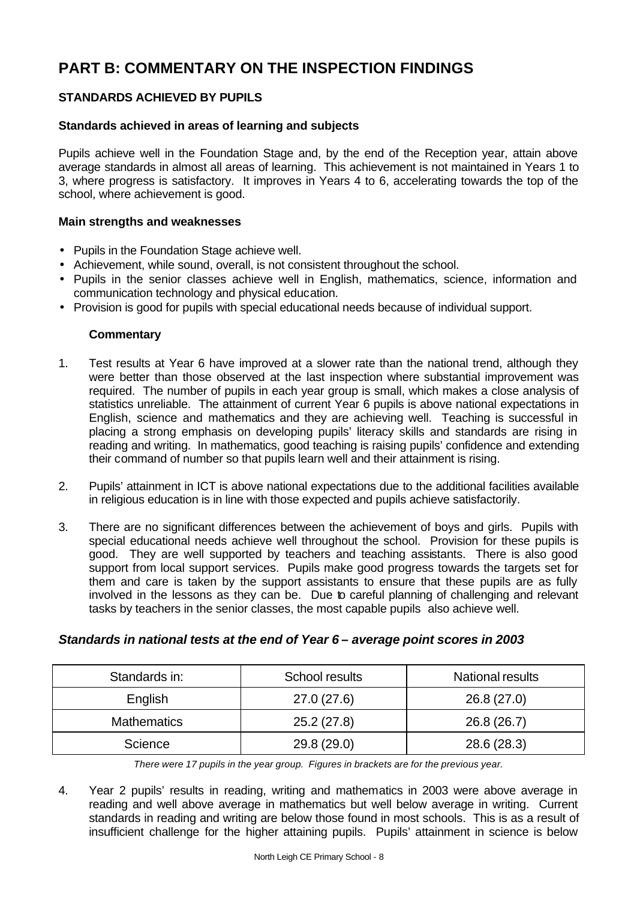# PART B: COMMENTARY ON THE INSPECTION FINDINGS

## STANDARDS ACHIEVED BY PUPILS

### Standards achieved in areas of learning and subjects

Pupils achieve well in the Foundation Stage and, by the end of the Reception year, attain above average standards in almost all areas of learning. This achievement is not maintained in Years 1 to 3, where progress is satisfactory. It improves in Years 4 to 6, accelerating towards the top of the school, where achievement is good.

### Main strengths and weaknesses

- Pupils in the Foundation Stage achieve well.
- Achievement, while sound, overall, is not consistent throughout the school.
- Pupils in the senior classes achieve well in English, mathematics, science, information and communication technology and physical education.
- Provision is good for pupils with special educational needs because of individual support.

**Commentary**

1. Test results at Year 6 have improved at a slower rate than the national trend, although they were better than those observed at the last inspection where substantial improvement was required. The number of pupils in each year group is small, which makes a close analysis of statistics unreliable. The attainment of current Year 6 pupils is above national expectations in English, science and mathematics and they are achieving well. Teaching is successful in placing a strong emphasis on developing pupils' literacy skills and standards are rising in reading and writing. In mathematics, good teaching is raising pupils' confidence and extending their command of number so that pupils learn well and their attainment is rising.

2. Pupils' attainment in ICT is above national expectations due to the additional facilities available in religious education is in line with those expected and pupils achieve satisfactorily.

3. There are no significant differences between the achievement of boys and girls. Pupils with special educational needs achieve well throughout the school. Provision for these pupils is good. They are well supported by teachers and teaching assistants. There is also good support from local support services. Pupils make good progress towards the targets set for them and care is taken by the support assistants to ensure that these pupils are as fully involved in the lessons as they can be. Due to careful planning of challenging and relevant tasks by teachers in the senior classes, the most capable pupils also achieve well.

### *Standards in national tests at the end of Year 6 – average point scores in 2003*

| Standards in: | School results | National results |
| --- | --- | --- |
| English | 27.0 (27.6) | 26.8 (27.0) |
| Mathematics | 25.2 (27.8) | 26.8 (26.7) |
| Science | 29.8 (29.0) | 28.6 (28.3) |

*There were 17 pupils in the year group. Figures in brackets are for the previous year.*

4. Year 2 pupils' results in reading, writing and mathematics in 2003 were above average in reading and well above average in mathematics but well below average in writing. Current standards in reading and writing are below those found in most schools. This is as a result of insufficient challenge for the higher attaining pupils. Pupils' attainment in science is below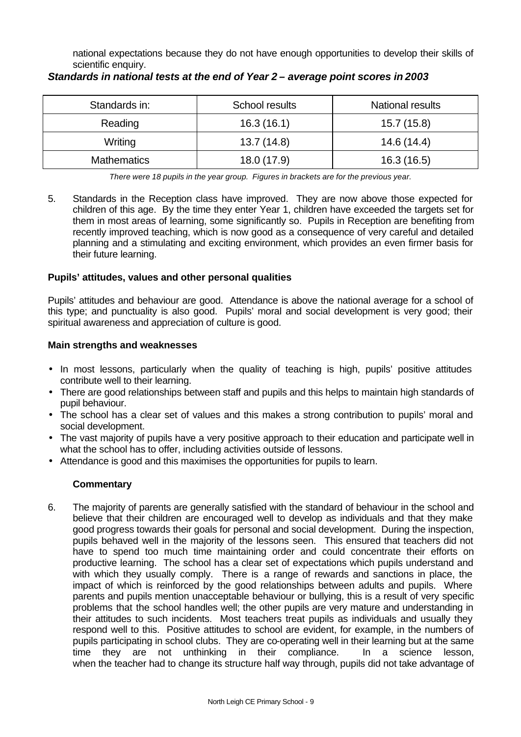national expectations because they do not have enough opportunities to develop their skills of scientific enquiry.

***Standards in national tests at the end of Year 2 – average point scores in 2003***

| Standards in: | School results | National results |
|---|---|---|
| Reading | 16.3 (16.1) | 15.7 (15.8) |
| Writing | 13.7 (14.8) | 14.6 (14.4) |
| Mathematics | 18.0 (17.9) | 16.3 (16.5) |

*There were 18 pupils in the year group. Figures in brackets are for the previous year.*

5. Standards in the Reception class have improved. They are now above those expected for children of this age. By the time they enter Year 1, children have exceeded the targets set for them in most areas of learning, some significantly so. Pupils in Reception are benefiting from recently improved teaching, which is now good as a consequence of very careful and detailed planning and a stimulating and exciting environment, which provides an even firmer basis for their future learning.

**Pupils' attitudes, values and other personal qualities**

Pupils' attitudes and behaviour are good. Attendance is above the national average for a school of this type; and punctuality is also good. Pupils' moral and social development is very good; their spiritual awareness and appreciation of culture is good.

**Main strengths and weaknesses**

- In most lessons, particularly when the quality of teaching is high, pupils' positive attitudes contribute well to their learning.
- There are good relationships between staff and pupils and this helps to maintain high standards of pupil behaviour.
- The school has a clear set of values and this makes a strong contribution to pupils' moral and social development.
- The vast majority of pupils have a very positive approach to their education and participate well in what the school has to offer, including activities outside of lessons.
- Attendance is good and this maximises the opportunities for pupils to learn.

**Commentary**

6. The majority of parents are generally satisfied with the standard of behaviour in the school and believe that their children are encouraged well to develop as individuals and that they make good progress towards their goals for personal and social development. During the inspection, pupils behaved well in the majority of the lessons seen. This ensured that teachers did not have to spend too much time maintaining order and could concentrate their efforts on productive learning. The school has a clear set of expectations which pupils understand and with which they usually comply. There is a range of rewards and sanctions in place, the impact of which is reinforced by the good relationships between adults and pupils. Where parents and pupils mention unacceptable behaviour or bullying, this is a result of very specific problems that the school handles well; the other pupils are very mature and understanding in their attitudes to such incidents. Most teachers treat pupils as individuals and usually they respond well to this. Positive attitudes to school are evident, for example, in the numbers of pupils participating in school clubs. They are co-operating well in their learning but at the same time they are not unthinking in their compliance. In a science lesson, when the teacher had to change its structure half way through, pupils did not take advantage of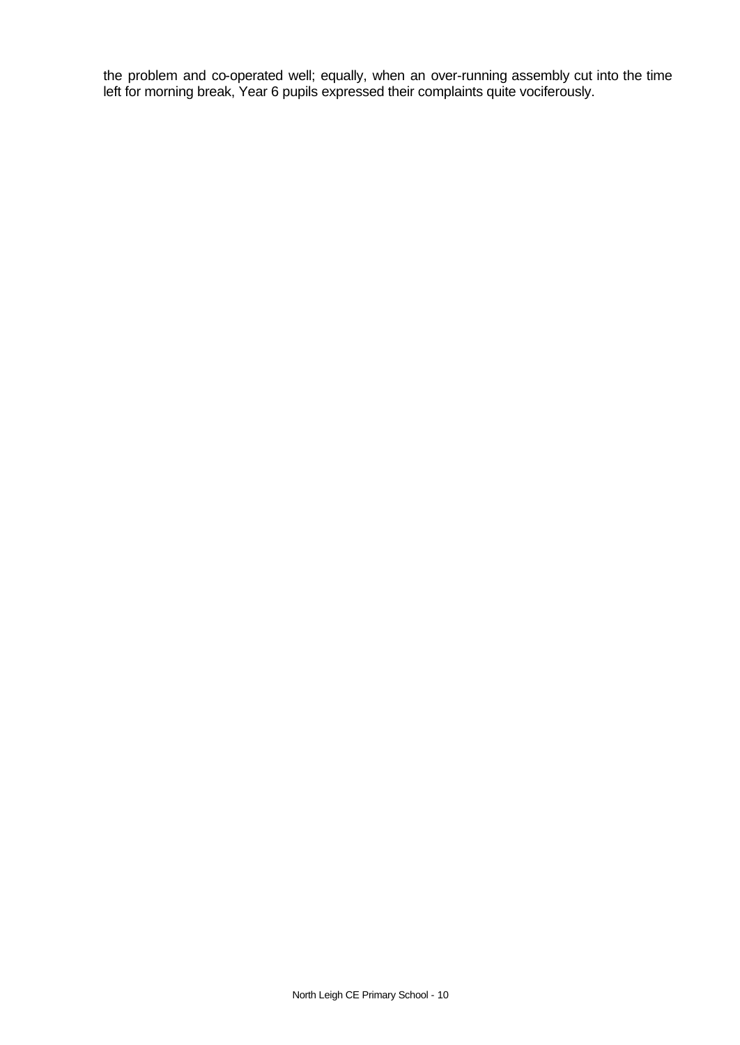the problem and co-operated well; equally, when an over-running assembly cut into the time left for morning break, Year 6 pupils expressed their complaints quite vociferously.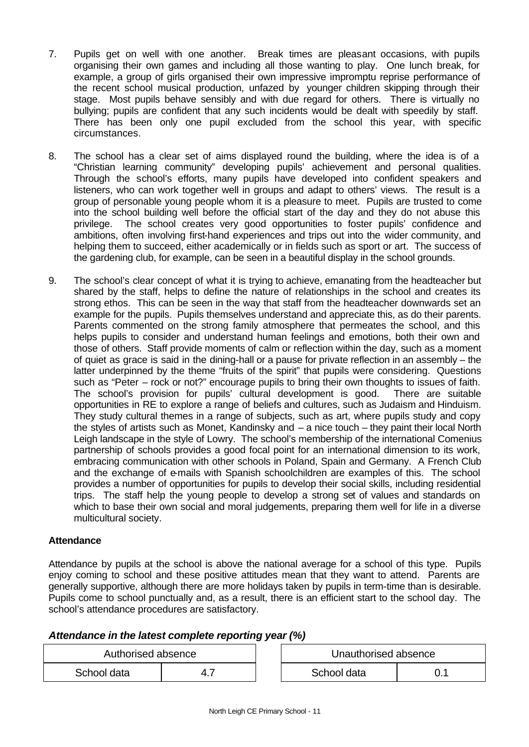7. Pupils get on well with one another. Break times are pleasant occasions, with pupils organising their own games and including all those wanting to play. One lunch break, for example, a group of girls organised their own impressive impromptu reprise performance of the recent school musical production, unfazed by younger children skipping through their stage. Most pupils behave sensibly and with due regard for others. There is virtually no bullying; pupils are confident that any such incidents would be dealt with speedily by staff. There has been only one pupil excluded from the school this year, with specific circumstances.

8. The school has a clear set of aims displayed round the building, where the idea is of a "Christian learning community" developing pupils' achievement and personal qualities. Through the school's efforts, many pupils have developed into confident speakers and listeners, who can work together well in groups and adapt to others' views. The result is a group of personable young people whom it is a pleasure to meet. Pupils are trusted to come into the school building well before the official start of the day and they do not abuse this privilege. The school creates very good opportunities to foster pupils' confidence and ambitions, often involving first-hand experiences and trips out into the wider community, and helping them to succeed, either academically or in fields such as sport or art. The success of the gardening club, for example, can be seen in a beautiful display in the school grounds.

9. The school's clear concept of what it is trying to achieve, emanating from the headteacher but shared by the staff, helps to define the nature of relationships in the school and creates its strong ethos. This can be seen in the way that staff from the headteacher downwards set an example for the pupils. Pupils themselves understand and appreciate this, as do their parents. Parents commented on the strong family atmosphere that permeates the school, and this helps pupils to consider and understand human feelings and emotions, both their own and those of others. Staff provide moments of calm or reflection within the day, such as a moment of quiet as grace is said in the dining-hall or a pause for private reflection in an assembly – the latter underpinned by the theme "fruits of the spirit" that pupils were considering. Questions such as "Peter – rock or not?" encourage pupils to bring their own thoughts to issues of faith. The school's provision for pupils' cultural development is good. There are suitable opportunities in RE to explore a range of beliefs and cultures, such as Judaism and Hinduism. They study cultural themes in a range of subjects, such as art, where pupils study and copy the styles of artists such as Monet, Kandinsky and – a nice touch – they paint their local North Leigh landscape in the style of Lowry. The school's membership of the international Comenius partnership of schools provides a good focal point for an international dimension to its work, embracing communication with other schools in Poland, Spain and Germany. A French Club and the exchange of e-mails with Spanish schoolchildren are examples of this. The school provides a number of opportunities for pupils to develop their social skills, including residential trips. The staff help the young people to develop a strong set of values and standards on which to base their own social and moral judgements, preparing them well for life in a diverse multicultural society.

**Attendance**

Attendance by pupils at the school is above the national average for a school of this type. Pupils enjoy coming to school and these positive attitudes mean that they want to attend. Parents are generally supportive, although there are more holidays taken by pupils in term-time than is desirable. Pupils come to school punctually and, as a result, there is an efficient start to the school day. The school's attendance procedures are satisfactory.

***Attendance in the latest complete reporting year (%)***

| Authorised absence | |
|---|---|
| School data | 4.7 |

| Unauthorised absence | |
|---|---|
| School data | 0.1 |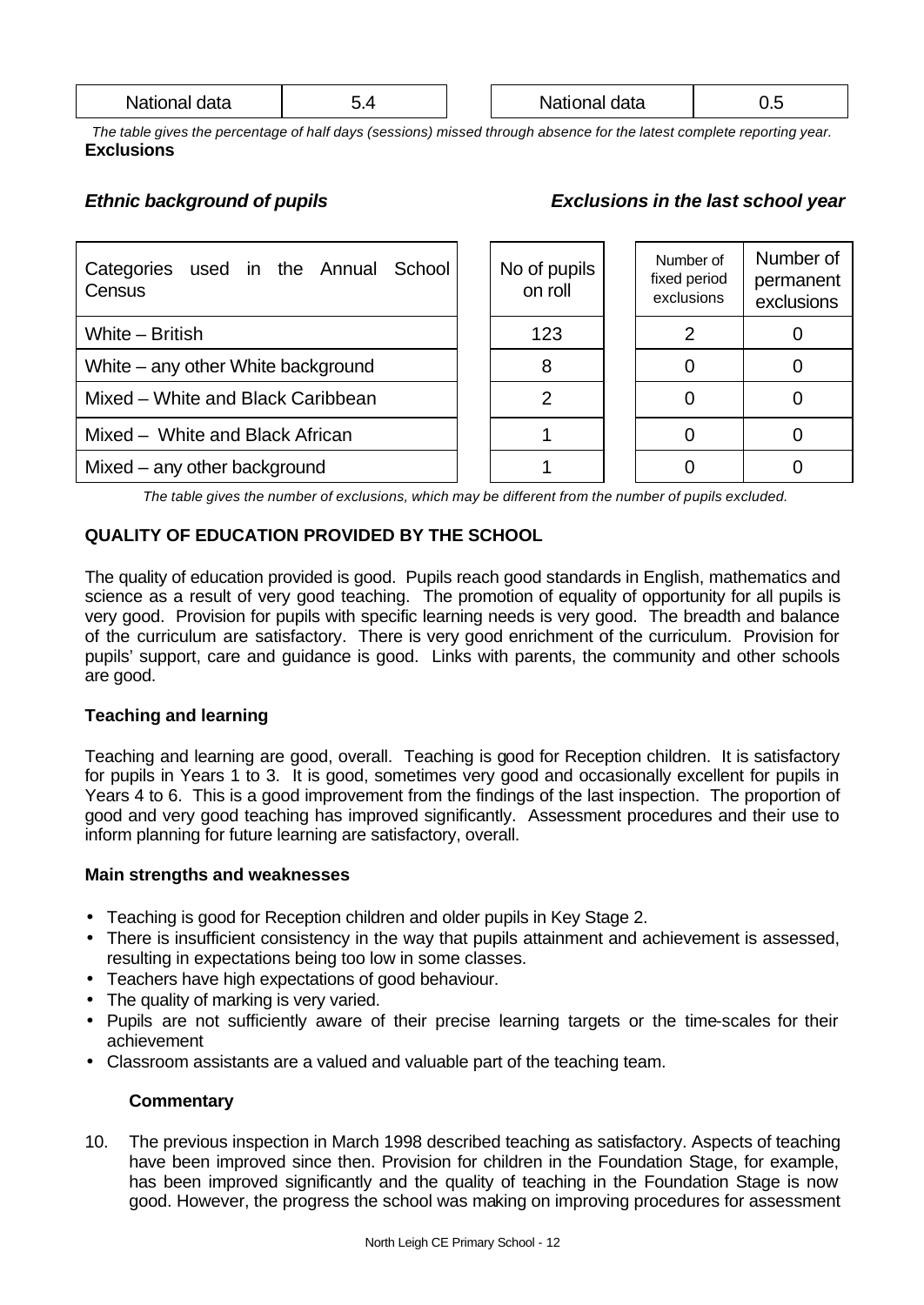| National data | 5.4 |
| --- | --- |

| National data | 0.5 |
| --- | --- |

*The table gives the percentage of half days (sessions) missed through absence for the latest complete reporting year.*

**Exclusions**

***Ethnic background of pupils*** ***Exclusions in the last school year***

| Categories used in the Annual School Census | No of pupils on roll | Number of fixed period exclusions | Number of permanent exclusions |
| --- | --- | --- | --- |
| White – British | 123 | 2 | 0 |
| White – any other White background | 8 | 0 | 0 |
| Mixed – White and Black Caribbean | 2 | 0 | 0 |
| Mixed – White and Black African | 1 | 0 | 0 |
| Mixed – any other background | 1 | 0 | 0 |

*The table gives the number of exclusions, which may be different from the number of pupils excluded.*

**QUALITY OF EDUCATION PROVIDED BY THE SCHOOL**

The quality of education provided is good. Pupils reach good standards in English, mathematics and science as a result of very good teaching. The promotion of equality of opportunity for all pupils is very good. Provision for pupils with specific learning needs is very good. The breadth and balance of the curriculum are satisfactory. There is very good enrichment of the curriculum. Provision for pupils' support, care and guidance is good. Links with parents, the community and other schools are good.

**Teaching and learning**

Teaching and learning are good, overall. Teaching is good for Reception children. It is satisfactory for pupils in Years 1 to 3. It is good, sometimes very good and occasionally excellent for pupils in Years 4 to 6. This is a good improvement from the findings of the last inspection. The proportion of good and very good teaching has improved significantly. Assessment procedures and their use to inform planning for future learning are satisfactory, overall.

**Main strengths and weaknesses**

- Teaching is good for Reception children and older pupils in Key Stage 2.
- There is insufficient consistency in the way that pupils attainment and achievement is assessed, resulting in expectations being too low in some classes.
- Teachers have high expectations of good behaviour.
- The quality of marking is very varied.
- Pupils are not sufficiently aware of their precise learning targets or the time-scales for their achievement
- Classroom assistants are a valued and valuable part of the teaching team.

**Commentary**

10. The previous inspection in March 1998 described teaching as satisfactory. Aspects of teaching have been improved since then. Provision for children in the Foundation Stage, for example, has been improved significantly and the quality of teaching in the Foundation Stage is now good. However, the progress the school was making on improving procedures for assessment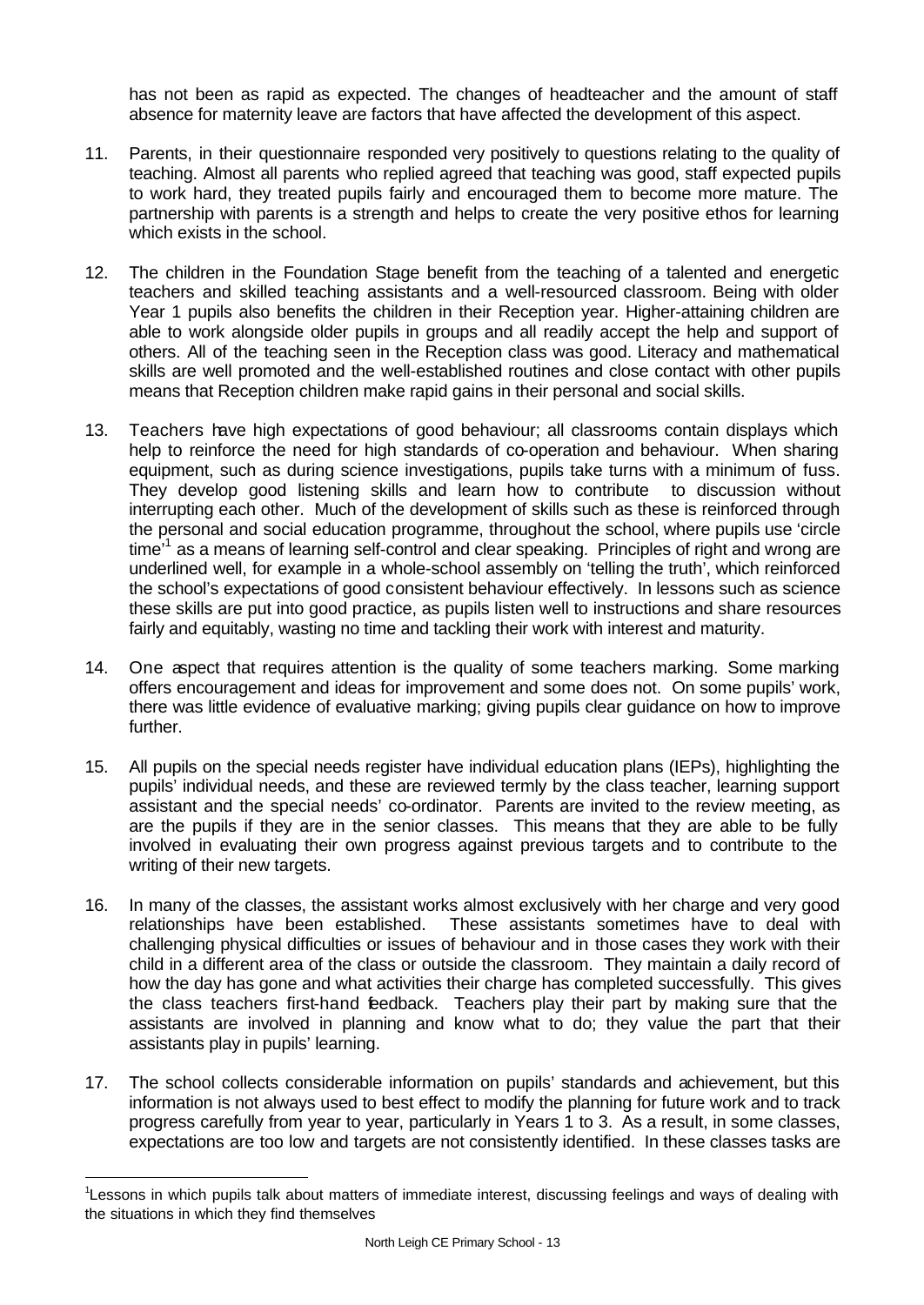has not been as rapid as expected. The changes of headteacher and the amount of staff absence for maternity leave are factors that have affected the development of this aspect.

11. Parents, in their questionnaire responded very positively to questions relating to the quality of teaching. Almost all parents who replied agreed that teaching was good, staff expected pupils to work hard, they treated pupils fairly and encouraged them to become more mature. The partnership with parents is a strength and helps to create the very positive ethos for learning which exists in the school.

12. The children in the Foundation Stage benefit from the teaching of a talented and energetic teachers and skilled teaching assistants and a well-resourced classroom. Being with older Year 1 pupils also benefits the children in their Reception year. Higher-attaining children are able to work alongside older pupils in groups and all readily accept the help and support of others. All of the teaching seen in the Reception class was good. Literacy and mathematical skills are well promoted and the well-established routines and close contact with other pupils means that Reception children make rapid gains in their personal and social skills.

13. Teachers have high expectations of good behaviour; all classrooms contain displays which help to reinforce the need for high standards of co-operation and behaviour. When sharing equipment, such as during science investigations, pupils take turns with a minimum of fuss. They develop good listening skills and learn how to contribute to discussion without interrupting each other. Much of the development of skills such as these is reinforced through the personal and social education programme, throughout the school, where pupils use 'circle time'[1] as a means of learning self-control and clear speaking. Principles of right and wrong are underlined well, for example in a whole-school assembly on 'telling the truth', which reinforced the school's expectations of good consistent behaviour effectively. In lessons such as science these skills are put into good practice, as pupils listen well to instructions and share resources fairly and equitably, wasting no time and tackling their work with interest and maturity.

14. One aspect that requires attention is the quality of some teachers marking. Some marking offers encouragement and ideas for improvement and some does not. On some pupils' work, there was little evidence of evaluative marking; giving pupils clear guidance on how to improve further.

15. All pupils on the special needs register have individual education plans (IEPs), highlighting the pupils' individual needs, and these are reviewed termly by the class teacher, learning support assistant and the special needs' co-ordinator. Parents are invited to the review meeting, as are the pupils if they are in the senior classes. This means that they are able to be fully involved in evaluating their own progress against previous targets and to contribute to the writing of their new targets.

16. In many of the classes, the assistant works almost exclusively with her charge and very good relationships have been established. These assistants sometimes have to deal with challenging physical difficulties or issues of behaviour and in those cases they work with their child in a different area of the class or outside the classroom. They maintain a daily record of how the day has gone and what activities their charge has completed successfully. This gives the class teachers first-hand feedback. Teachers play their part by making sure that the assistants are involved in planning and know what to do; they value the part that their assistants play in pupils' learning.

17. The school collects considerable information on pupils' standards and achievement, but this information is not always used to best effect to modify the planning for future work and to track progress carefully from year to year, particularly in Years 1 to 3. As a result, in some classes, expectations are too low and targets are not consistently identified. In these classes tasks are

---

[1] Lessons in which pupils talk about matters of immediate interest, discussing feelings and ways of dealing with the situations in which they find themselves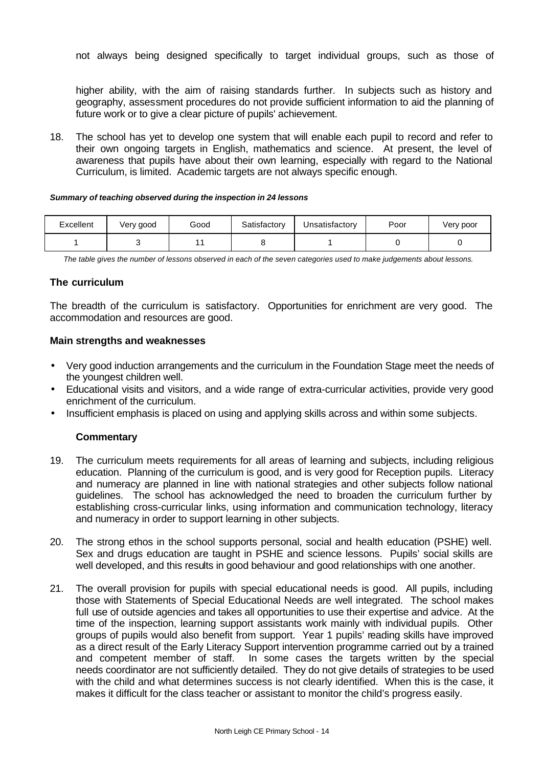not always being designed specifically to target individual groups, such as those of

higher ability, with the aim of raising standards further. In subjects such as history and geography, assessment procedures do not provide sufficient information to aid the planning of future work or to give a clear picture of pupils' achievement.

18. The school has yet to develop one system that will enable each pupil to record and refer to their own ongoing targets in English, mathematics and science. At present, the level of awareness that pupils have about their own learning, especially with regard to the National Curriculum, is limited. Academic targets are not always specific enough.

***Summary of teaching observed during the inspection in 24 lessons***

| Excellent | Very good | Good | Satisfactory | Unsatisfactory | Poor | Very poor |
|---|---|---|---|---|---|---|
| 1 | 3 | 11 | 8 | 1 | 0 | 0 |

*The table gives the number of lessons observed in each of the seven categories used to make judgements about lessons.*

### The curriculum

The breadth of the curriculum is satisfactory. Opportunities for enrichment are very good. The accommodation and resources are good.

#### Main strengths and weaknesses

- Very good induction arrangements and the curriculum in the Foundation Stage meet the needs of the youngest children well.
- Educational visits and visitors, and a wide range of extra-curricular activities, provide very good enrichment of the curriculum.
- Insufficient emphasis is placed on using and applying skills across and within some subjects.

#### Commentary

19. The curriculum meets requirements for all areas of learning and subjects, including religious education. Planning of the curriculum is good, and is very good for Reception pupils. Literacy and numeracy are planned in line with national strategies and other subjects follow national guidelines. The school has acknowledged the need to broaden the curriculum further by establishing cross-curricular links, using information and communication technology, literacy and numeracy in order to support learning in other subjects.

20. The strong ethos in the school supports personal, social and health education (PSHE) well. Sex and drugs education are taught in PSHE and science lessons. Pupils' social skills are well developed, and this results in good behaviour and good relationships with one another.

21. The overall provision for pupils with special educational needs is good. All pupils, including those with Statements of Special Educational Needs are well integrated. The school makes full use of outside agencies and takes all opportunities to use their expertise and advice. At the time of the inspection, learning support assistants work mainly with individual pupils. Other groups of pupils would also benefit from support. Year 1 pupils' reading skills have improved as a direct result of the Early Literacy Support intervention programme carried out by a trained and competent member of staff. In some cases the targets written by the special needs coordinator are not sufficiently detailed. They do not give details of strategies to be used with the child and what determines success is not clearly identified. When this is the case, it makes it difficult for the class teacher or assistant to monitor the child's progress easily.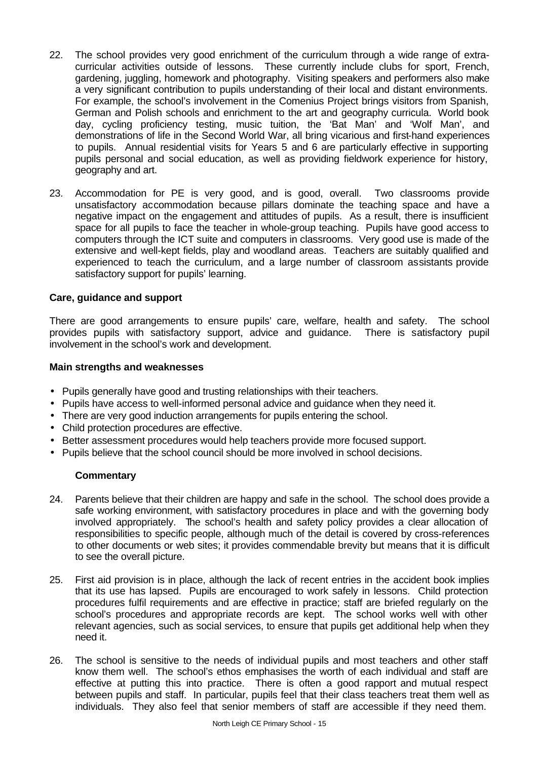22. The school provides very good enrichment of the curriculum through a wide range of extra-curricular activities outside of lessons. These currently include clubs for sport, French, gardening, juggling, homework and photography. Visiting speakers and performers also make a very significant contribution to pupils understanding of their local and distant environments. For example, the school's involvement in the Comenius Project brings visitors from Spanish, German and Polish schools and enrichment to the art and geography curricula. World book day, cycling proficiency testing, music tuition, the 'Bat Man' and 'Wolf Man', and demonstrations of life in the Second World War, all bring vicarious and first-hand experiences to pupils. Annual residential visits for Years 5 and 6 are particularly effective in supporting pupils personal and social education, as well as providing fieldwork experience for history, geography and art.

23. Accommodation for PE is very good, and is good, overall. Two classrooms provide unsatisfactory accommodation because pillars dominate the teaching space and have a negative impact on the engagement and attitudes of pupils. As a result, there is insufficient space for all pupils to face the teacher in whole-group teaching. Pupils have good access to computers through the ICT suite and computers in classrooms. Very good use is made of the extensive and well-kept fields, play and woodland areas. Teachers are suitably qualified and experienced to teach the curriculum, and a large number of classroom assistants provide satisfactory support for pupils' learning.

**Care, guidance and support**

There are good arrangements to ensure pupils' care, welfare, health and safety. The school provides pupils with satisfactory support, advice and guidance. There is satisfactory pupil involvement in the school's work and development.

**Main strengths and weaknesses**

- Pupils generally have good and trusting relationships with their teachers.
- Pupils have access to well-informed personal advice and guidance when they need it.
- There are very good induction arrangements for pupils entering the school.
- Child protection procedures are effective.
- Better assessment procedures would help teachers provide more focused support.
- Pupils believe that the school council should be more involved in school decisions.

**Commentary**

24. Parents believe that their children are happy and safe in the school. The school does provide a safe working environment, with satisfactory procedures in place and with the governing body involved appropriately. The school's health and safety policy provides a clear allocation of responsibilities to specific people, although much of the detail is covered by cross-references to other documents or web sites; it provides commendable brevity but means that it is difficult to see the overall picture.

25. First aid provision is in place, although the lack of recent entries in the accident book implies that its use has lapsed. Pupils are encouraged to work safely in lessons. Child protection procedures fulfil requirements and are effective in practice; staff are briefed regularly on the school's procedures and appropriate records are kept. The school works well with other relevant agencies, such as social services, to ensure that pupils get additional help when they need it.

26. The school is sensitive to the needs of individual pupils and most teachers and other staff know them well. The school's ethos emphasises the worth of each individual and staff are effective at putting this into practice. There is often a good rapport and mutual respect between pupils and staff. In particular, pupils feel that their class teachers treat them well as individuals. They also feel that senior members of staff are accessible if they need them.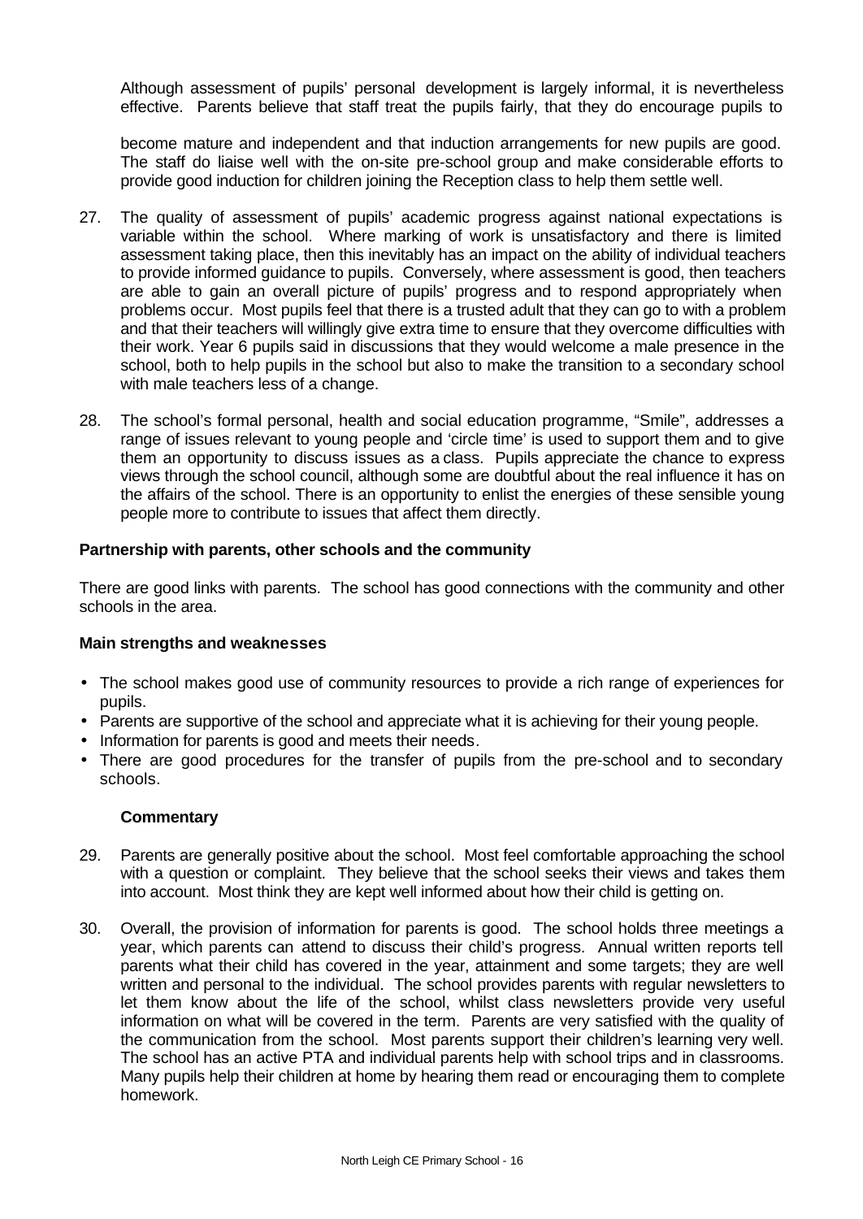Although assessment of pupils' personal development is largely informal, it is nevertheless effective. Parents believe that staff treat the pupils fairly, that they do encourage pupils to

become mature and independent and that induction arrangements for new pupils are good. The staff do liaise well with the on-site pre-school group and make considerable efforts to provide good induction for children joining the Reception class to help them settle well.

27. The quality of assessment of pupils' academic progress against national expectations is variable within the school. Where marking of work is unsatisfactory and there is limited assessment taking place, then this inevitably has an impact on the ability of individual teachers to provide informed guidance to pupils. Conversely, where assessment is good, then teachers are able to gain an overall picture of pupils' progress and to respond appropriately when problems occur. Most pupils feel that there is a trusted adult that they can go to with a problem and that their teachers will willingly give extra time to ensure that they overcome difficulties with their work. Year 6 pupils said in discussions that they would welcome a male presence in the school, both to help pupils in the school but also to make the transition to a secondary school with male teachers less of a change.

28. The school's formal personal, health and social education programme, "Smile", addresses a range of issues relevant to young people and 'circle time' is used to support them and to give them an opportunity to discuss issues as a class. Pupils appreciate the chance to express views through the school council, although some are doubtful about the real influence it has on the affairs of the school. There is an opportunity to enlist the energies of these sensible young people more to contribute to issues that affect them directly.

**Partnership with parents, other schools and the community**

There are good links with parents. The school has good connections with the community and other schools in the area.

**Main strengths and weaknesses**

- The school makes good use of community resources to provide a rich range of experiences for pupils.
- Parents are supportive of the school and appreciate what it is achieving for their young people.
- Information for parents is good and meets their needs.
- There are good procedures for the transfer of pupils from the pre-school and to secondary schools.

**Commentary**

29. Parents are generally positive about the school. Most feel comfortable approaching the school with a question or complaint. They believe that the school seeks their views and takes them into account. Most think they are kept well informed about how their child is getting on.

30. Overall, the provision of information for parents is good. The school holds three meetings a year, which parents can attend to discuss their child's progress. Annual written reports tell parents what their child has covered in the year, attainment and some targets; they are well written and personal to the individual. The school provides parents with regular newsletters to let them know about the life of the school, whilst class newsletters provide very useful information on what will be covered in the term. Parents are very satisfied with the quality of the communication from the school. Most parents support their children's learning very well. The school has an active PTA and individual parents help with school trips and in classrooms. Many pupils help their children at home by hearing them read or encouraging them to complete homework.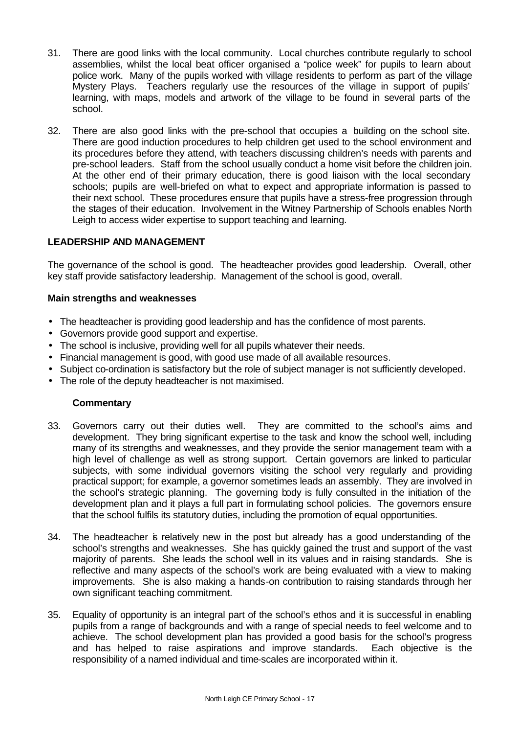31. There are good links with the local community. Local churches contribute regularly to school assemblies, whilst the local beat officer organised a "police week" for pupils to learn about police work. Many of the pupils worked with village residents to perform as part of the village Mystery Plays. Teachers regularly use the resources of the village in support of pupils' learning, with maps, models and artwork of the village to be found in several parts of the school.

32. There are also good links with the pre-school that occupies a building on the school site. There are good induction procedures to help children get used to the school environment and its procedures before they attend, with teachers discussing children's needs with parents and pre-school leaders. Staff from the school usually conduct a home visit before the children join. At the other end of their primary education, there is good liaison with the local secondary schools; pupils are well-briefed on what to expect and appropriate information is passed to their next school. These procedures ensure that pupils have a stress-free progression through the stages of their education. Involvement in the Witney Partnership of Schools enables North Leigh to access wider expertise to support teaching and learning.

## LEADERSHIP AND MANAGEMENT

The governance of the school is good. The headteacher provides good leadership. Overall, other key staff provide satisfactory leadership. Management of the school is good, overall.

### Main strengths and weaknesses

- The headteacher is providing good leadership and has the confidence of most parents.
- Governors provide good support and expertise.
- The school is inclusive, providing well for all pupils whatever their needs.
- Financial management is good, with good use made of all available resources.
- Subject co-ordination is satisfactory but the role of subject manager is not sufficiently developed.
- The role of the deputy headteacher is not maximised.

#### Commentary

33. Governors carry out their duties well. They are committed to the school's aims and development. They bring significant expertise to the task and know the school well, including many of its strengths and weaknesses, and they provide the senior management team with a high level of challenge as well as strong support. Certain governors are linked to particular subjects, with some individual governors visiting the school very regularly and providing practical support; for example, a governor sometimes leads an assembly. They are involved in the school's strategic planning. The governing body is fully consulted in the initiation of the development plan and it plays a full part in formulating school policies. The governors ensure that the school fulfils its statutory duties, including the promotion of equal opportunities.

34. The headteacher is relatively new in the post but already has a good understanding of the school's strengths and weaknesses. She has quickly gained the trust and support of the vast majority of parents. She leads the school well in its values and in raising standards. She is reflective and many aspects of the school's work are being evaluated with a view to making improvements. She is also making a hands-on contribution to raising standards through her own significant teaching commitment.

35. Equality of opportunity is an integral part of the school's ethos and it is successful in enabling pupils from a range of backgrounds and with a range of special needs to feel welcome and to achieve. The school development plan has provided a good basis for the school's progress and has helped to raise aspirations and improve standards. Each objective is the responsibility of a named individual and time-scales are incorporated within it.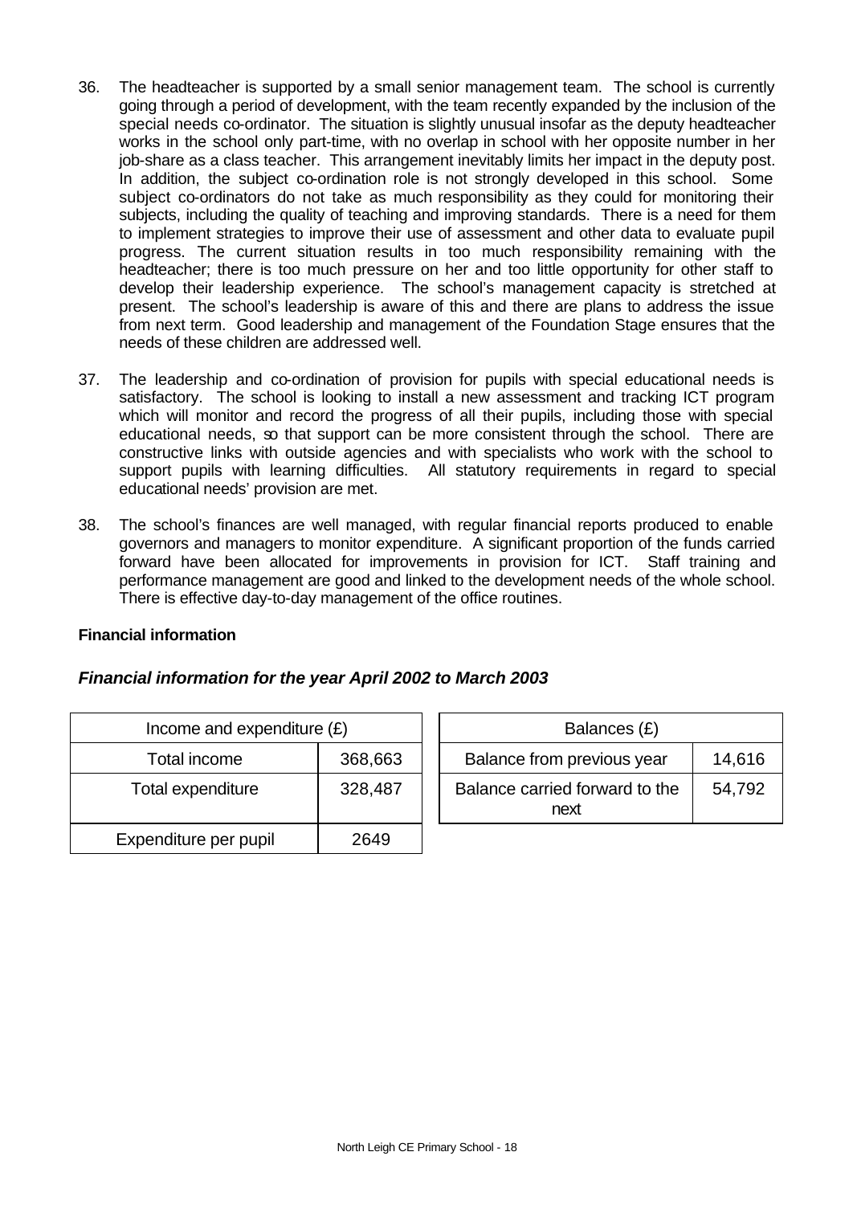36. The headteacher is supported by a small senior management team. The school is currently going through a period of development, with the team recently expanded by the inclusion of the special needs co-ordinator. The situation is slightly unusual insofar as the deputy headteacher works in the school only part-time, with no overlap in school with her opposite number in her job-share as a class teacher. This arrangement inevitably limits her impact in the deputy post. In addition, the subject co-ordination role is not strongly developed in this school. Some subject co-ordinators do not take as much responsibility as they could for monitoring their subjects, including the quality of teaching and improving standards. There is a need for them to implement strategies to improve their use of assessment and other data to evaluate pupil progress. The current situation results in too much responsibility remaining with the headteacher; there is too much pressure on her and too little opportunity for other staff to develop their leadership experience. The school's management capacity is stretched at present. The school's leadership is aware of this and there are plans to address the issue from next term. Good leadership and management of the Foundation Stage ensures that the needs of these children are addressed well.

37. The leadership and co-ordination of provision for pupils with special educational needs is satisfactory. The school is looking to install a new assessment and tracking ICT program which will monitor and record the progress of all their pupils, including those with special educational needs, so that support can be more consistent through the school. There are constructive links with outside agencies and with specialists who work with the school to support pupils with learning difficulties. All statutory requirements in regard to special educational needs' provision are met.

38. The school's finances are well managed, with regular financial reports produced to enable governors and managers to monitor expenditure. A significant proportion of the funds carried forward have been allocated for improvements in provision for ICT. Staff training and performance management are good and linked to the development needs of the whole school. There is effective day-to-day management of the office routines.

**Financial information**

***Financial information for the year April 2002 to March 2003***

| Income and expenditure (£) | |
|---|---|
| Total income | 368,663 |
| Total expenditure | 328,487 |
| Expenditure per pupil | 2649 |

| Balances (£) | |
|---|---|
| Balance from previous year | 14,616 |
| Balance carried forward to the next | 54,792 |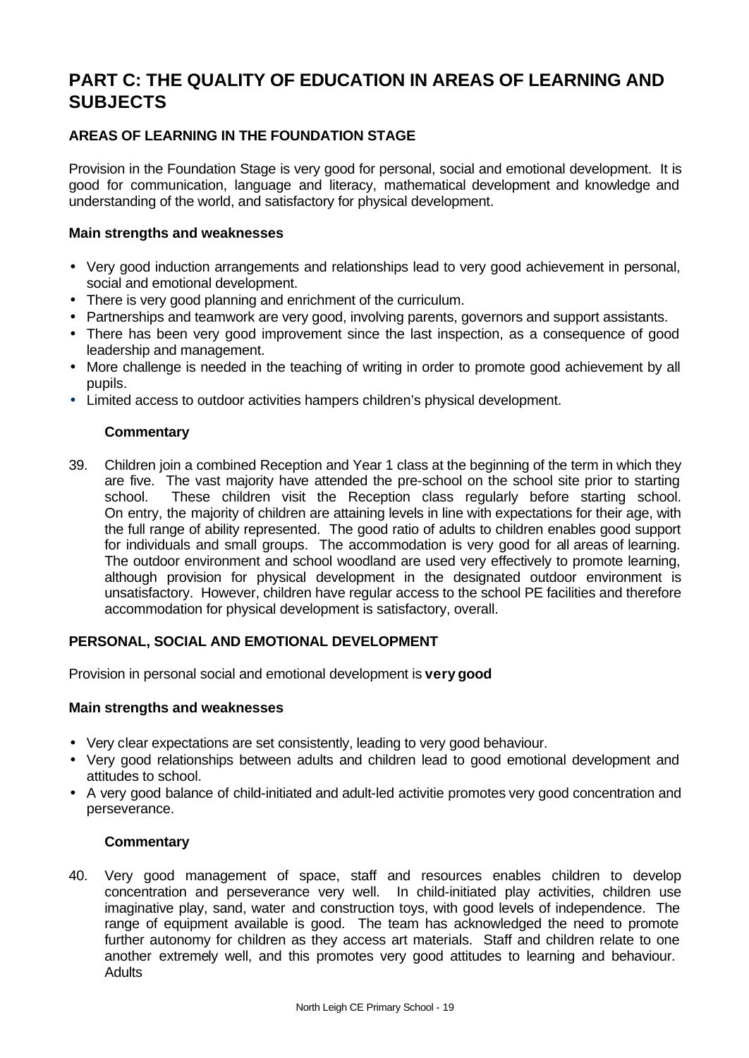# PART C: THE QUALITY OF EDUCATION IN AREAS OF LEARNING AND SUBJECTS

### AREAS OF LEARNING IN THE FOUNDATION STAGE

Provision in the Foundation Stage is very good for personal, social and emotional development. It is good for communication, language and literacy, mathematical development and knowledge and understanding of the world, and satisfactory for physical development.

**Main strengths and weaknesses**

- Very good induction arrangements and relationships lead to very good achievement in personal, social and emotional development.
- There is very good planning and enrichment of the curriculum.
- Partnerships and teamwork are very good, involving parents, governors and support assistants.
- There has been very good improvement since the last inspection, as a consequence of good leadership and management.
- More challenge is needed in the teaching of writing in order to promote good achievement by all pupils.
- Limited access to outdoor activities hampers children's physical development.

**Commentary**

39. Children join a combined Reception and Year 1 class at the beginning of the term in which they are five. The vast majority have attended the pre-school on the school site prior to starting school. These children visit the Reception class regularly before starting school. On entry, the majority of children are attaining levels in line with expectations for their age, with the full range of ability represented. The good ratio of adults to children enables good support for individuals and small groups. The accommodation is very good for all areas of learning. The outdoor environment and school woodland are used very effectively to promote learning, although provision for physical development in the designated outdoor environment is unsatisfactory. However, children have regular access to the school PE facilities and therefore accommodation for physical development is satisfactory, overall.

### PERSONAL, SOCIAL AND EMOTIONAL DEVELOPMENT

Provision in personal social and emotional development is **very good**

**Main strengths and weaknesses**

- Very clear expectations are set consistently, leading to very good behaviour.
- Very good relationships between adults and children lead to good emotional development and attitudes to school.
- A very good balance of child-initiated and adult-led activitie promotes very good concentration and perseverance.

**Commentary**

40. Very good management of space, staff and resources enables children to develop concentration and perseverance very well. In child-initiated play activities, children use imaginative play, sand, water and construction toys, with good levels of independence. The range of equipment available is good. The team has acknowledged the need to promote further autonomy for children as they access art materials. Staff and children relate to one another extremely well, and this promotes very good attitudes to learning and behaviour. Adults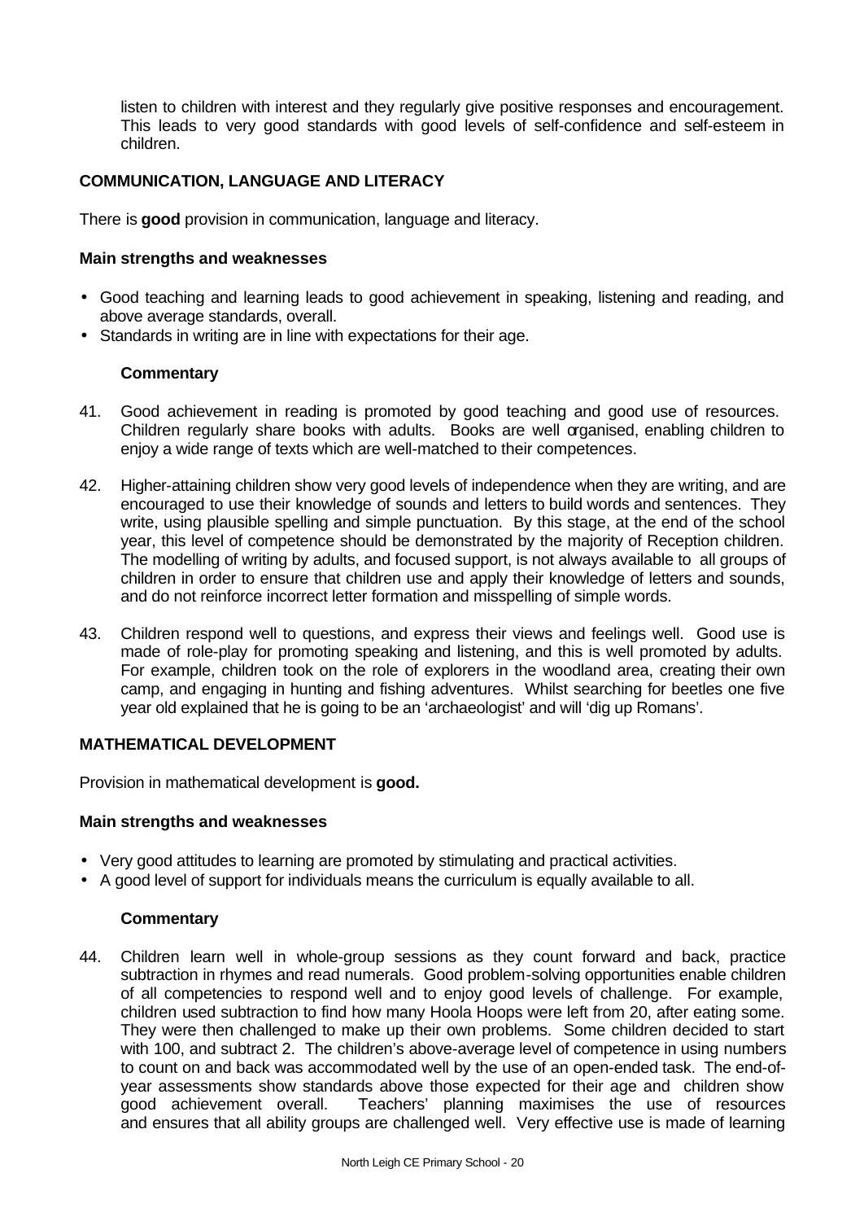listen to children with interest and they regularly give positive responses and encouragement. This leads to very good standards with good levels of self-confidence and self-esteem in children.

### COMMUNICATION, LANGUAGE AND LITERACY

There is **good** provision in communication, language and literacy.

#### Main strengths and weaknesses

- Good teaching and learning leads to good achievement in speaking, listening and reading, and above average standards, overall.
- Standards in writing are in line with expectations for their age.

#### Commentary

41. Good achievement in reading is promoted by good teaching and good use of resources. Children regularly share books with adults. Books are well organised, enabling children to enjoy a wide range of texts which are well-matched to their competences.

42. Higher-attaining children show very good levels of independence when they are writing, and are encouraged to use their knowledge of sounds and letters to build words and sentences. They write, using plausible spelling and simple punctuation. By this stage, at the end of the school year, this level of competence should be demonstrated by the majority of Reception children. The modelling of writing by adults, and focused support, is not always available to all groups of children in order to ensure that children use and apply their knowledge of letters and sounds, and do not reinforce incorrect letter formation and misspelling of simple words.

43. Children respond well to questions, and express their views and feelings well. Good use is made of role-play for promoting speaking and listening, and this is well promoted by adults. For example, children took on the role of explorers in the woodland area, creating their own camp, and engaging in hunting and fishing adventures. Whilst searching for beetles one five year old explained that he is going to be an 'archaeologist' and will 'dig up Romans'.

### MATHEMATICAL DEVELOPMENT

Provision in mathematical development is **good.**

#### Main strengths and weaknesses

- Very good attitudes to learning are promoted by stimulating and practical activities.
- A good level of support for individuals means the curriculum is equally available to all.

#### Commentary

44. Children learn well in whole-group sessions as they count forward and back, practice subtraction in rhymes and read numerals. Good problem-solving opportunities enable children of all competencies to respond well and to enjoy good levels of challenge. For example, children used subtraction to find how many Hoola Hoops were left from 20, after eating some. They were then challenged to make up their own problems. Some children decided to start with 100, and subtract 2. The children's above-average level of competence in using numbers to count on and back was accommodated well by the use of an open-ended task. The end-of-year assessments show standards above those expected for their age and children show good achievement overall. Teachers' planning maximises the use of resources and ensures that all ability groups are challenged well. Very effective use is made of learning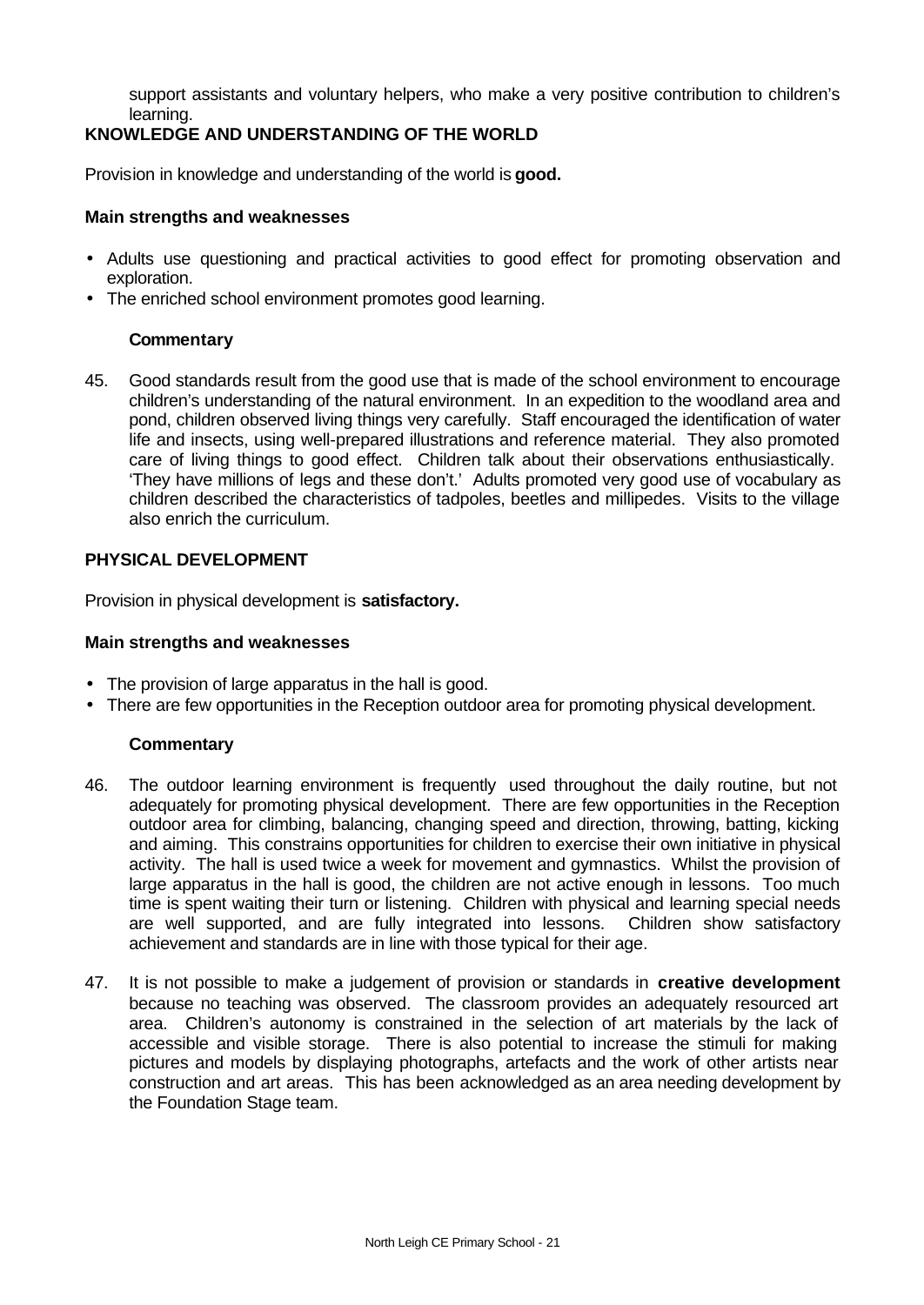support assistants and voluntary helpers, who make a very positive contribution to children's learning.

**KNOWLEDGE AND UNDERSTANDING OF THE WORLD**

Provision in knowledge and understanding of the world is **good.**

**Main strengths and weaknesses**

- Adults use questioning and practical activities to good effect for promoting observation and exploration.
- The enriched school environment promotes good learning.

**Commentary**

45. Good standards result from the good use that is made of the school environment to encourage children's understanding of the natural environment. In an expedition to the woodland area and pond, children observed living things very carefully. Staff encouraged the identification of water life and insects, using well-prepared illustrations and reference material. They also promoted care of living things to good effect. Children talk about their observations enthusiastically. 'They have millions of legs and these don't.' Adults promoted very good use of vocabulary as children described the characteristics of tadpoles, beetles and millipedes. Visits to the village also enrich the curriculum.

**PHYSICAL DEVELOPMENT**

Provision in physical development is **satisfactory.**

**Main strengths and weaknesses**

- The provision of large apparatus in the hall is good.
- There are few opportunities in the Reception outdoor area for promoting physical development.

**Commentary**

46. The outdoor learning environment is frequently used throughout the daily routine, but not adequately for promoting physical development. There are few opportunities in the Reception outdoor area for climbing, balancing, changing speed and direction, throwing, batting, kicking and aiming. This constrains opportunities for children to exercise their own initiative in physical activity. The hall is used twice a week for movement and gymnastics. Whilst the provision of large apparatus in the hall is good, the children are not active enough in lessons. Too much time is spent waiting their turn or listening. Children with physical and learning special needs are well supported, and are fully integrated into lessons. Children show satisfactory achievement and standards are in line with those typical for their age.

47. It is not possible to make a judgement of provision or standards in **creative development** because no teaching was observed. The classroom provides an adequately resourced art area. Children's autonomy is constrained in the selection of art materials by the lack of accessible and visible storage. There is also potential to increase the stimuli for making pictures and models by displaying photographs, artefacts and the work of other artists near construction and art areas. This has been acknowledged as an area needing development by the Foundation Stage team.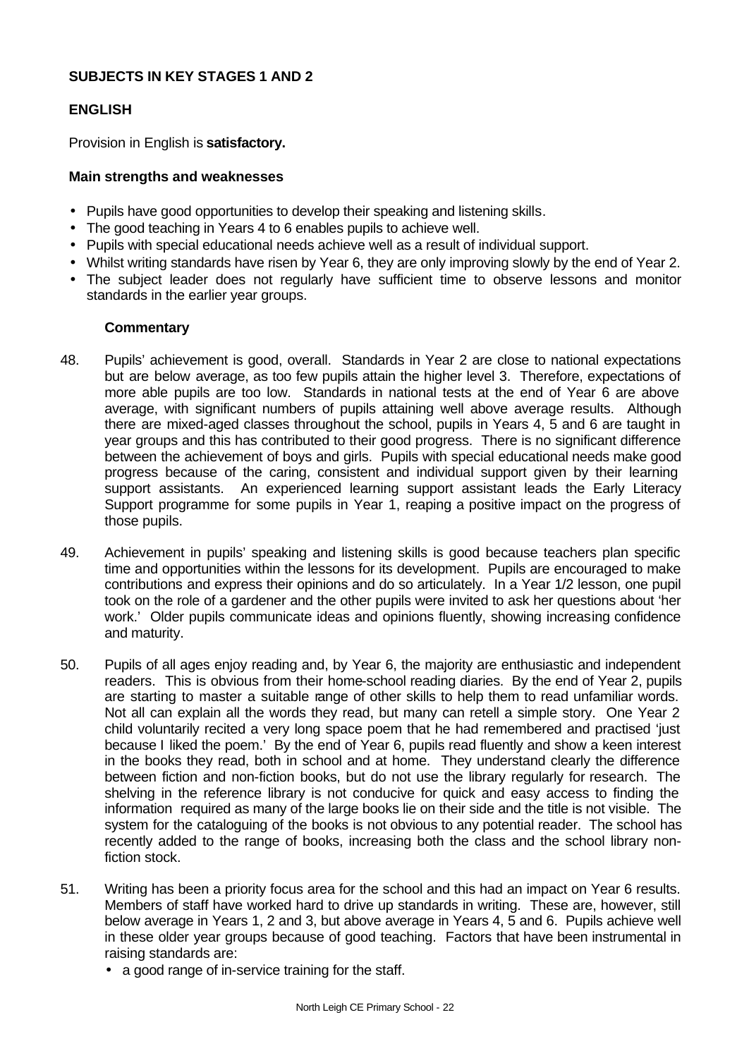## SUBJECTS IN KEY STAGES 1 AND 2

### ENGLISH

Provision in English is **satisfactory.**

#### Main strengths and weaknesses

- Pupils have good opportunities to develop their speaking and listening skills.
- The good teaching in Years 4 to 6 enables pupils to achieve well.
- Pupils with special educational needs achieve well as a result of individual support.
- Whilst writing standards have risen by Year 6, they are only improving slowly by the end of Year 2.
- The subject leader does not regularly have sufficient time to observe lessons and monitor standards in the earlier year groups.

#### Commentary

48. Pupils' achievement is good, overall. Standards in Year 2 are close to national expectations but are below average, as too few pupils attain the higher level 3. Therefore, expectations of more able pupils are too low. Standards in national tests at the end of Year 6 are above average, with significant numbers of pupils attaining well above average results. Although there are mixed-aged classes throughout the school, pupils in Years 4, 5 and 6 are taught in year groups and this has contributed to their good progress. There is no significant difference between the achievement of boys and girls. Pupils with special educational needs make good progress because of the caring, consistent and individual support given by their learning support assistants. An experienced learning support assistant leads the Early Literacy Support programme for some pupils in Year 1, reaping a positive impact on the progress of those pupils.

49. Achievement in pupils' speaking and listening skills is good because teachers plan specific time and opportunities within the lessons for its development. Pupils are encouraged to make contributions and express their opinions and do so articulately. In a Year 1/2 lesson, one pupil took on the role of a gardener and the other pupils were invited to ask her questions about 'her work.' Older pupils communicate ideas and opinions fluently, showing increasing confidence and maturity.

50. Pupils of all ages enjoy reading and, by Year 6, the majority are enthusiastic and independent readers. This is obvious from their home-school reading diaries. By the end of Year 2, pupils are starting to master a suitable range of other skills to help them to read unfamiliar words. Not all can explain all the words they read, but many can retell a simple story. One Year 2 child voluntarily recited a very long space poem that he had remembered and practised 'just because I liked the poem.' By the end of Year 6, pupils read fluently and show a keen interest in the books they read, both in school and at home. They understand clearly the difference between fiction and non-fiction books, but do not use the library regularly for research. The shelving in the reference library is not conducive for quick and easy access to finding the information required as many of the large books lie on their side and the title is not visible. The system for the cataloguing of the books is not obvious to any potential reader. The school has recently added to the range of books, increasing both the class and the school library non-fiction stock.

51. Writing has been a priority focus area for the school and this had an impact on Year 6 results. Members of staff have worked hard to drive up standards in writing. These are, however, still below average in Years 1, 2 and 3, but above average in Years 4, 5 and 6. Pupils achieve well in these older year groups because of good teaching. Factors that have been instrumental in raising standards are:
    - a good range of in-service training for the staff.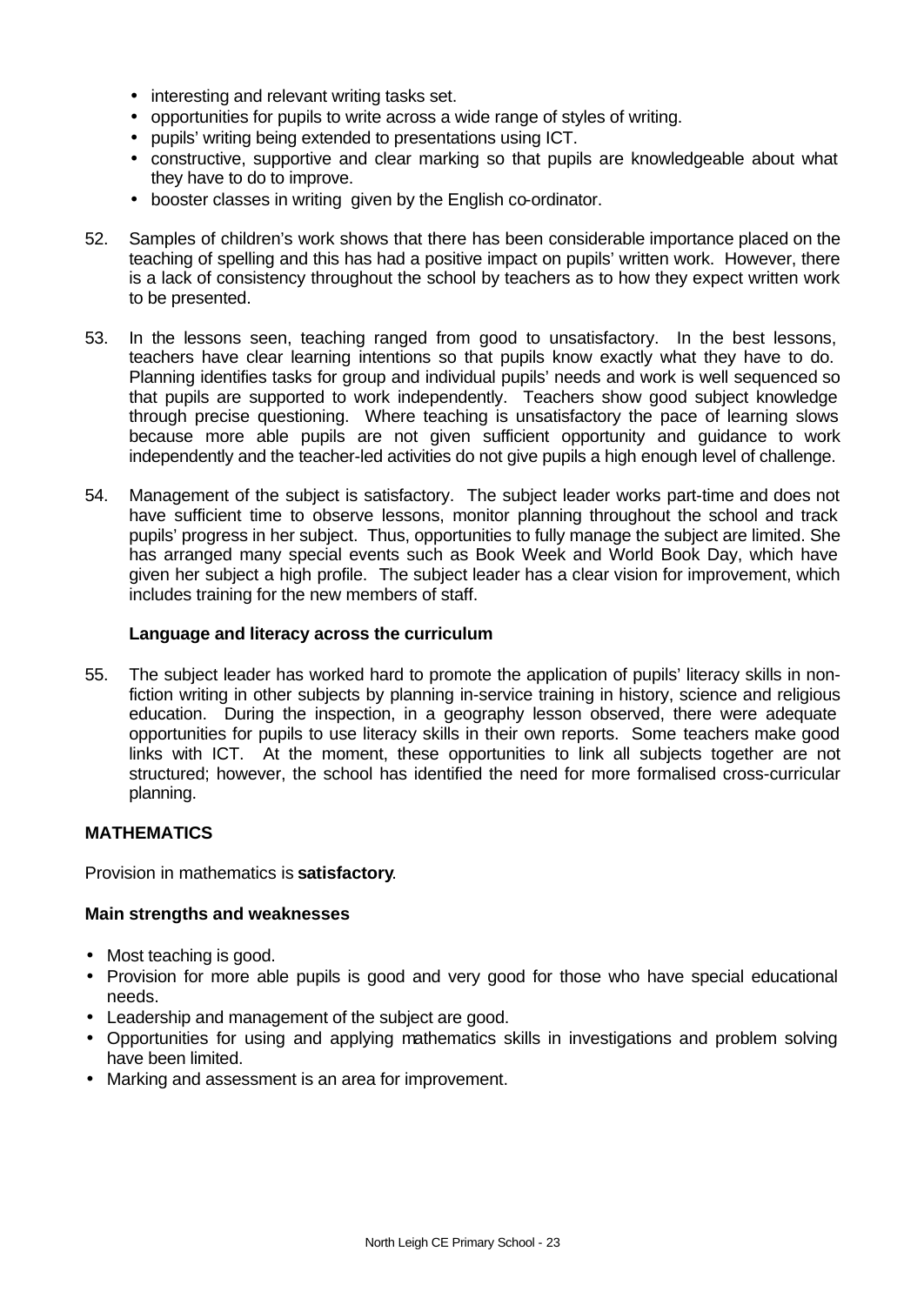- interesting and relevant writing tasks set.
- opportunities for pupils to write across a wide range of styles of writing.
- pupils' writing being extended to presentations using ICT.
- constructive, supportive and clear marking so that pupils are knowledgeable about what they have to do to improve.
- booster classes in writing given by the English co-ordinator.

52. Samples of children's work shows that there has been considerable importance placed on the teaching of spelling and this has had a positive impact on pupils' written work. However, there is a lack of consistency throughout the school by teachers as to how they expect written work to be presented.

53. In the lessons seen, teaching ranged from good to unsatisfactory. In the best lessons, teachers have clear learning intentions so that pupils know exactly what they have to do. Planning identifies tasks for group and individual pupils' needs and work is well sequenced so that pupils are supported to work independently. Teachers show good subject knowledge through precise questioning. Where teaching is unsatisfactory the pace of learning slows because more able pupils are not given sufficient opportunity and guidance to work independently and the teacher-led activities do not give pupils a high enough level of challenge.

54. Management of the subject is satisfactory. The subject leader works part-time and does not have sufficient time to observe lessons, monitor planning throughout the school and track pupils' progress in her subject. Thus, opportunities to fully manage the subject are limited. She has arranged many special events such as Book Week and World Book Day, which have given her subject a high profile. The subject leader has a clear vision for improvement, which includes training for the new members of staff.

**Language and literacy across the curriculum**

55. The subject leader has worked hard to promote the application of pupils' literacy skills in non-fiction writing in other subjects by planning in-service training in history, science and religious education. During the inspection, in a geography lesson observed, there were adequate opportunities for pupils to use literacy skills in their own reports. Some teachers make good links with ICT. At the moment, these opportunities to link all subjects together are not structured; however, the school has identified the need for more formalised cross-curricular planning.

## MATHEMATICS

Provision in mathematics is **satisfactory**.

### Main strengths and weaknesses

- Most teaching is good.
- Provision for more able pupils is good and very good for those who have special educational needs.
- Leadership and management of the subject are good.
- Opportunities for using and applying mathematics skills in investigations and problem solving have been limited.
- Marking and assessment is an area for improvement.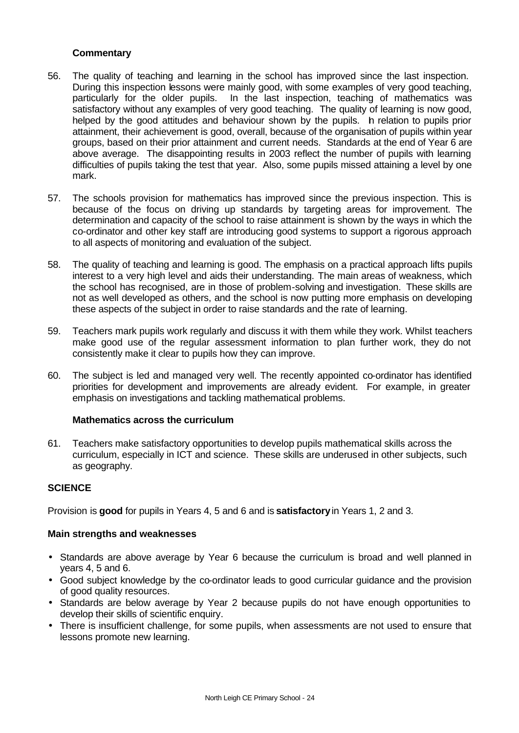**Commentary**

56. The quality of teaching and learning in the school has improved since the last inspection. During this inspection lessons were mainly good, with some examples of very good teaching, particularly for the older pupils. In the last inspection, teaching of mathematics was satisfactory without any examples of very good teaching. The quality of learning is now good, helped by the good attitudes and behaviour shown by the pupils. In relation to pupils prior attainment, their achievement is good, overall, because of the organisation of pupils within year groups, based on their prior attainment and current needs. Standards at the end of Year 6 are above average. The disappointing results in 2003 reflect the number of pupils with learning difficulties of pupils taking the test that year. Also, some pupils missed attaining a level by one mark.

57. The schools provision for mathematics has improved since the previous inspection. This is because of the focus on driving up standards by targeting areas for improvement. The determination and capacity of the school to raise attainment is shown by the ways in which the co-ordinator and other key staff are introducing good systems to support a rigorous approach to all aspects of monitoring and evaluation of the subject.

58. The quality of teaching and learning is good. The emphasis on a practical approach lifts pupils interest to a very high level and aids their understanding. The main areas of weakness, which the school has recognised, are in those of problem-solving and investigation. These skills are not as well developed as others, and the school is now putting more emphasis on developing these aspects of the subject in order to raise standards and the rate of learning.

59. Teachers mark pupils work regularly and discuss it with them while they work. Whilst teachers make good use of the regular assessment information to plan further work, they do not consistently make it clear to pupils how they can improve.

60. The subject is led and managed very well. The recently appointed co-ordinator has identified priorities for development and improvements are already evident. For example, in greater emphasis on investigations and tackling mathematical problems.

**Mathematics across the curriculum**

61. Teachers make satisfactory opportunities to develop pupils mathematical skills across the curriculum, especially in ICT and science. These skills are underused in other subjects, such as geography.

## SCIENCE

Provision is **good** for pupils in Years 4, 5 and 6 and is **satisfactory** in Years 1, 2 and 3.

### Main strengths and weaknesses

- Standards are above average by Year 6 because the curriculum is broad and well planned in years 4, 5 and 6.
- Good subject knowledge by the co-ordinator leads to good curricular guidance and the provision of good quality resources.
- Standards are below average by Year 2 because pupils do not have enough opportunities to develop their skills of scientific enquiry.
- There is insufficient challenge, for some pupils, when assessments are not used to ensure that lessons promote new learning.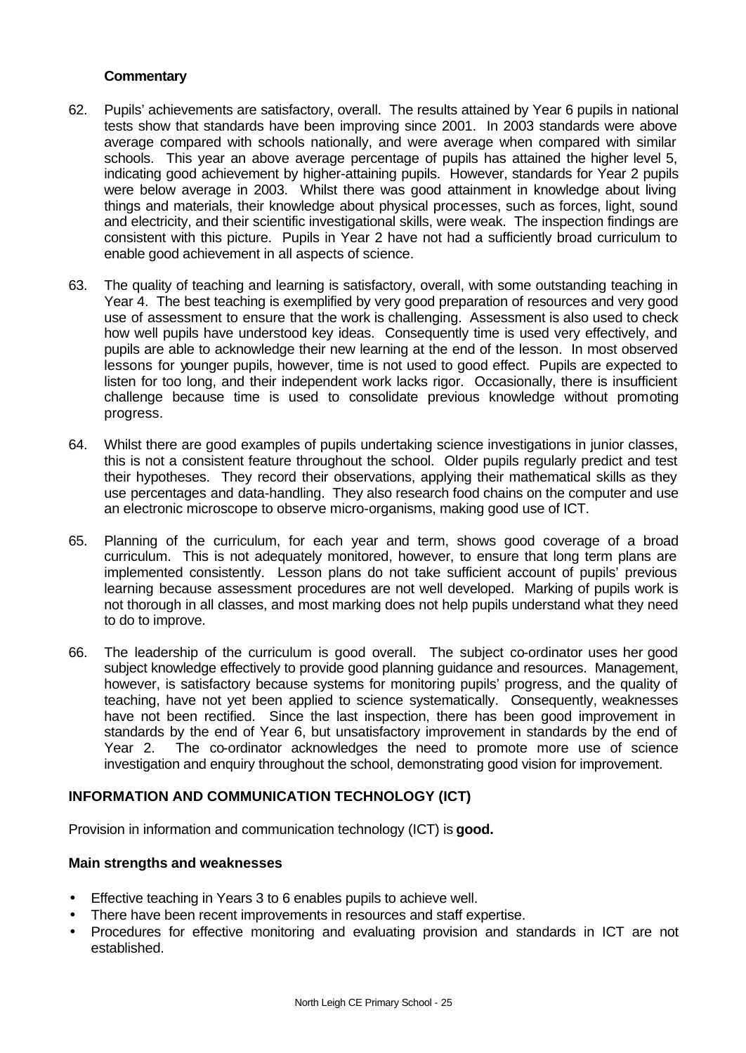**Commentary**

62. Pupils' achievements are satisfactory, overall. The results attained by Year 6 pupils in national tests show that standards have been improving since 2001. In 2003 standards were above average compared with schools nationally, and were average when compared with similar schools. This year an above average percentage of pupils has attained the higher level 5, indicating good achievement by higher-attaining pupils. However, standards for Year 2 pupils were below average in 2003. Whilst there was good attainment in knowledge about living things and materials, their knowledge about physical processes, such as forces, light, sound and electricity, and their scientific investigational skills, were weak. The inspection findings are consistent with this picture. Pupils in Year 2 have not had a sufficiently broad curriculum to enable good achievement in all aspects of science.

63. The quality of teaching and learning is satisfactory, overall, with some outstanding teaching in Year 4. The best teaching is exemplified by very good preparation of resources and very good use of assessment to ensure that the work is challenging. Assessment is also used to check how well pupils have understood key ideas. Consequently time is used very effectively, and pupils are able to acknowledge their new learning at the end of the lesson. In most observed lessons for younger pupils, however, time is not used to good effect. Pupils are expected to listen for too long, and their independent work lacks rigor. Occasionally, there is insufficient challenge because time is used to consolidate previous knowledge without promoting progress.

64. Whilst there are good examples of pupils undertaking science investigations in junior classes, this is not a consistent feature throughout the school. Older pupils regularly predict and test their hypotheses. They record their observations, applying their mathematical skills as they use percentages and data-handling. They also research food chains on the computer and use an electronic microscope to observe micro-organisms, making good use of ICT.

65. Planning of the curriculum, for each year and term, shows good coverage of a broad curriculum. This is not adequately monitored, however, to ensure that long term plans are implemented consistently. Lesson plans do not take sufficient account of pupils' previous learning because assessment procedures are not well developed. Marking of pupils work is not thorough in all classes, and most marking does not help pupils understand what they need to do to improve.

66. The leadership of the curriculum is good overall. The subject co-ordinator uses her good subject knowledge effectively to provide good planning guidance and resources. Management, however, is satisfactory because systems for monitoring pupils' progress, and the quality of teaching, have not yet been applied to science systematically. Consequently, weaknesses have not been rectified. Since the last inspection, there has been good improvement in standards by the end of Year 6, but unsatisfactory improvement in standards by the end of Year 2. The co-ordinator acknowledges the need to promote more use of science investigation and enquiry throughout the school, demonstrating good vision for improvement.

## INFORMATION AND COMMUNICATION TECHNOLOGY (ICT)

Provision in information and communication technology (ICT) is **good.**

**Main strengths and weaknesses**

- Effective teaching in Years 3 to 6 enables pupils to achieve well.
- There have been recent improvements in resources and staff expertise.
- Procedures for effective monitoring and evaluating provision and standards in ICT are not established.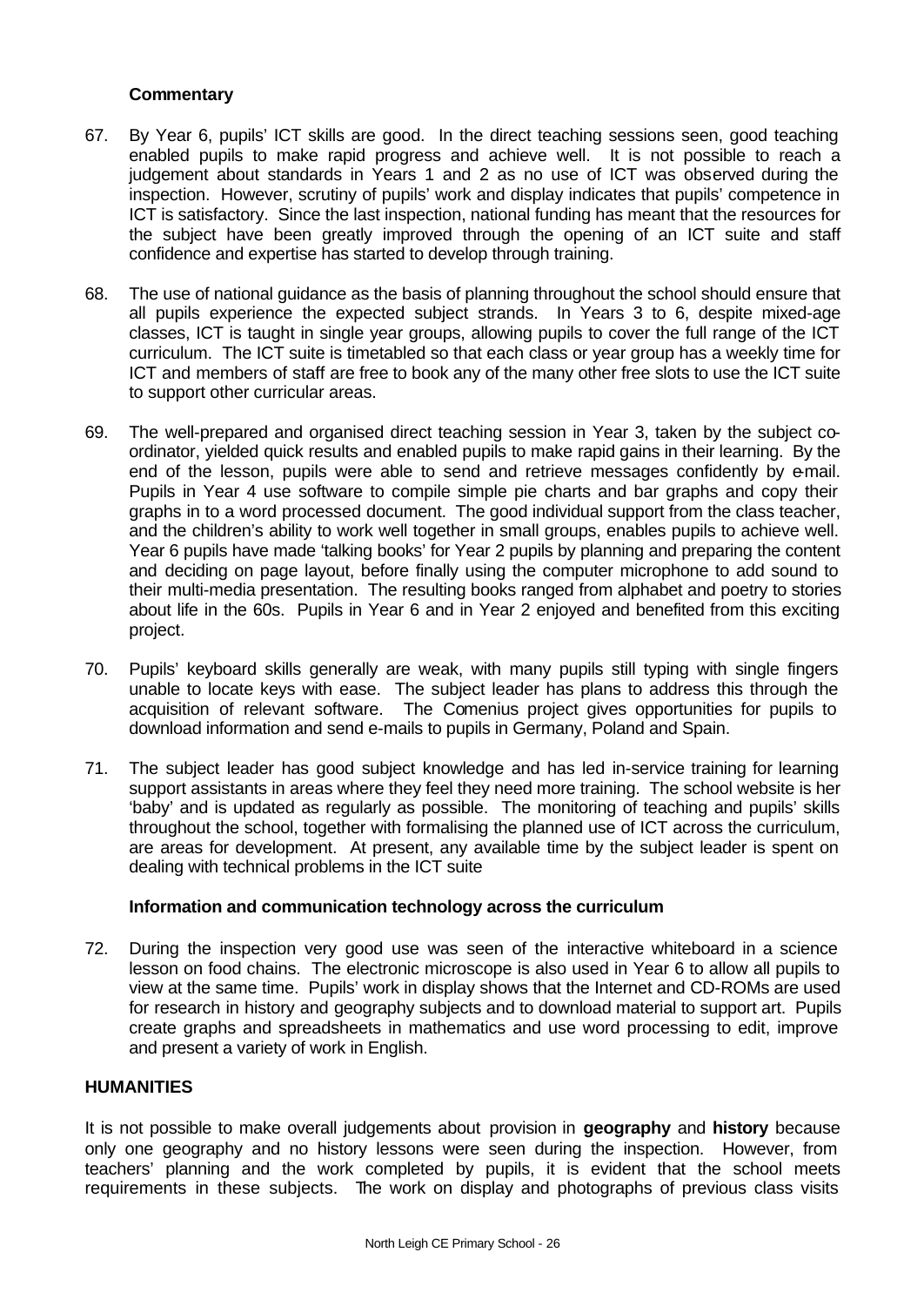**Commentary**

67. By Year 6, pupils' ICT skills are good. In the direct teaching sessions seen, good teaching enabled pupils to make rapid progress and achieve well. It is not possible to reach a judgement about standards in Years 1 and 2 as no use of ICT was observed during the inspection. However, scrutiny of pupils' work and display indicates that pupils' competence in ICT is satisfactory. Since the last inspection, national funding has meant that the resources for the subject have been greatly improved through the opening of an ICT suite and staff confidence and expertise has started to develop through training.

68. The use of national guidance as the basis of planning throughout the school should ensure that all pupils experience the expected subject strands. In Years 3 to 6, despite mixed-age classes, ICT is taught in single year groups, allowing pupils to cover the full range of the ICT curriculum. The ICT suite is timetabled so that each class or year group has a weekly time for ICT and members of staff are free to book any of the many other free slots to use the ICT suite to support other curricular areas.

69. The well-prepared and organised direct teaching session in Year 3, taken by the subject co-ordinator, yielded quick results and enabled pupils to make rapid gains in their learning. By the end of the lesson, pupils were able to send and retrieve messages confidently by e-mail. Pupils in Year 4 use software to compile simple pie charts and bar graphs and copy their graphs in to a word processed document. The good individual support from the class teacher, and the children's ability to work well together in small groups, enables pupils to achieve well. Year 6 pupils have made 'talking books' for Year 2 pupils by planning and preparing the content and deciding on page layout, before finally using the computer microphone to add sound to their multi-media presentation. The resulting books ranged from alphabet and poetry to stories about life in the 60s. Pupils in Year 6 and in Year 2 enjoyed and benefited from this exciting project.

70. Pupils' keyboard skills generally are weak, with many pupils still typing with single fingers unable to locate keys with ease. The subject leader has plans to address this through the acquisition of relevant software. The Comenius project gives opportunities for pupils to download information and send e-mails to pupils in Germany, Poland and Spain.

71. The subject leader has good subject knowledge and has led in-service training for learning support assistants in areas where they feel they need more training. The school website is her 'baby' and is updated as regularly as possible. The monitoring of teaching and pupils' skills throughout the school, together with formalising the planned use of ICT across the curriculum, are areas for development. At present, any available time by the subject leader is spent on dealing with technical problems in the ICT suite

**Information and communication technology across the curriculum**

72. During the inspection very good use was seen of the interactive whiteboard in a science lesson on food chains. The electronic microscope is also used in Year 6 to allow all pupils to view at the same time. Pupils' work in display shows that the Internet and CD-ROMs are used for research in history and geography subjects and to download material to support art. Pupils create graphs and spreadsheets in mathematics and use word processing to edit, improve and present a variety of work in English.

## HUMANITIES

It is not possible to make overall judgements about provision in **geography** and **history** because only one geography and no history lessons were seen during the inspection. However, from teachers' planning and the work completed by pupils, it is evident that the school meets requirements in these subjects. The work on display and photographs of previous class visits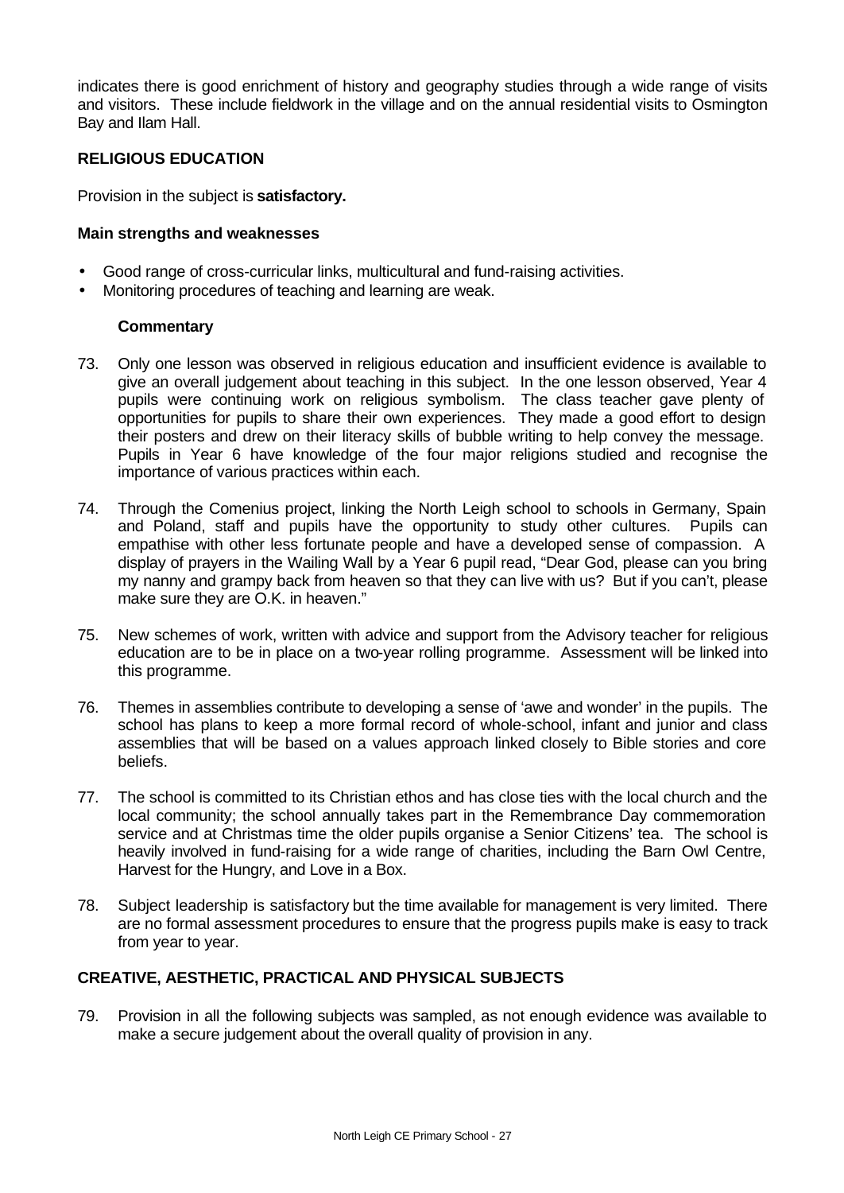indicates there is good enrichment of history and geography studies through a wide range of visits and visitors. These include fieldwork in the village and on the annual residential visits to Osmington Bay and Ilam Hall.

## RELIGIOUS EDUCATION

Provision in the subject is **satisfactory.**

### Main strengths and weaknesses

- Good range of cross-curricular links, multicultural and fund-raising activities.
- Monitoring procedures of teaching and learning are weak.

#### Commentary

73. Only one lesson was observed in religious education and insufficient evidence is available to give an overall judgement about teaching in this subject. In the one lesson observed, Year 4 pupils were continuing work on religious symbolism. The class teacher gave plenty of opportunities for pupils to share their own experiences. They made a good effort to design their posters and drew on their literacy skills of bubble writing to help convey the message. Pupils in Year 6 have knowledge of the four major religions studied and recognise the importance of various practices within each.

74. Through the Comenius project, linking the North Leigh school to schools in Germany, Spain and Poland, staff and pupils have the opportunity to study other cultures. Pupils can empathise with other less fortunate people and have a developed sense of compassion. A display of prayers in the Wailing Wall by a Year 6 pupil read, "Dear God, please can you bring my nanny and grampy back from heaven so that they can live with us? But if you can't, please make sure they are O.K. in heaven."

75. New schemes of work, written with advice and support from the Advisory teacher for religious education are to be in place on a two-year rolling programme. Assessment will be linked into this programme.

76. Themes in assemblies contribute to developing a sense of 'awe and wonder' in the pupils. The school has plans to keep a more formal record of whole-school, infant and junior and class assemblies that will be based on a values approach linked closely to Bible stories and core beliefs.

77. The school is committed to its Christian ethos and has close ties with the local church and the local community; the school annually takes part in the Remembrance Day commemoration service and at Christmas time the older pupils organise a Senior Citizens' tea. The school is heavily involved in fund-raising for a wide range of charities, including the Barn Owl Centre, Harvest for the Hungry, and Love in a Box.

78. Subject leadership is satisfactory but the time available for management is very limited. There are no formal assessment procedures to ensure that the progress pupils make is easy to track from year to year.

## CREATIVE, AESTHETIC, PRACTICAL AND PHYSICAL SUBJECTS

79. Provision in all the following subjects was sampled, as not enough evidence was available to make a secure judgement about the overall quality of provision in any.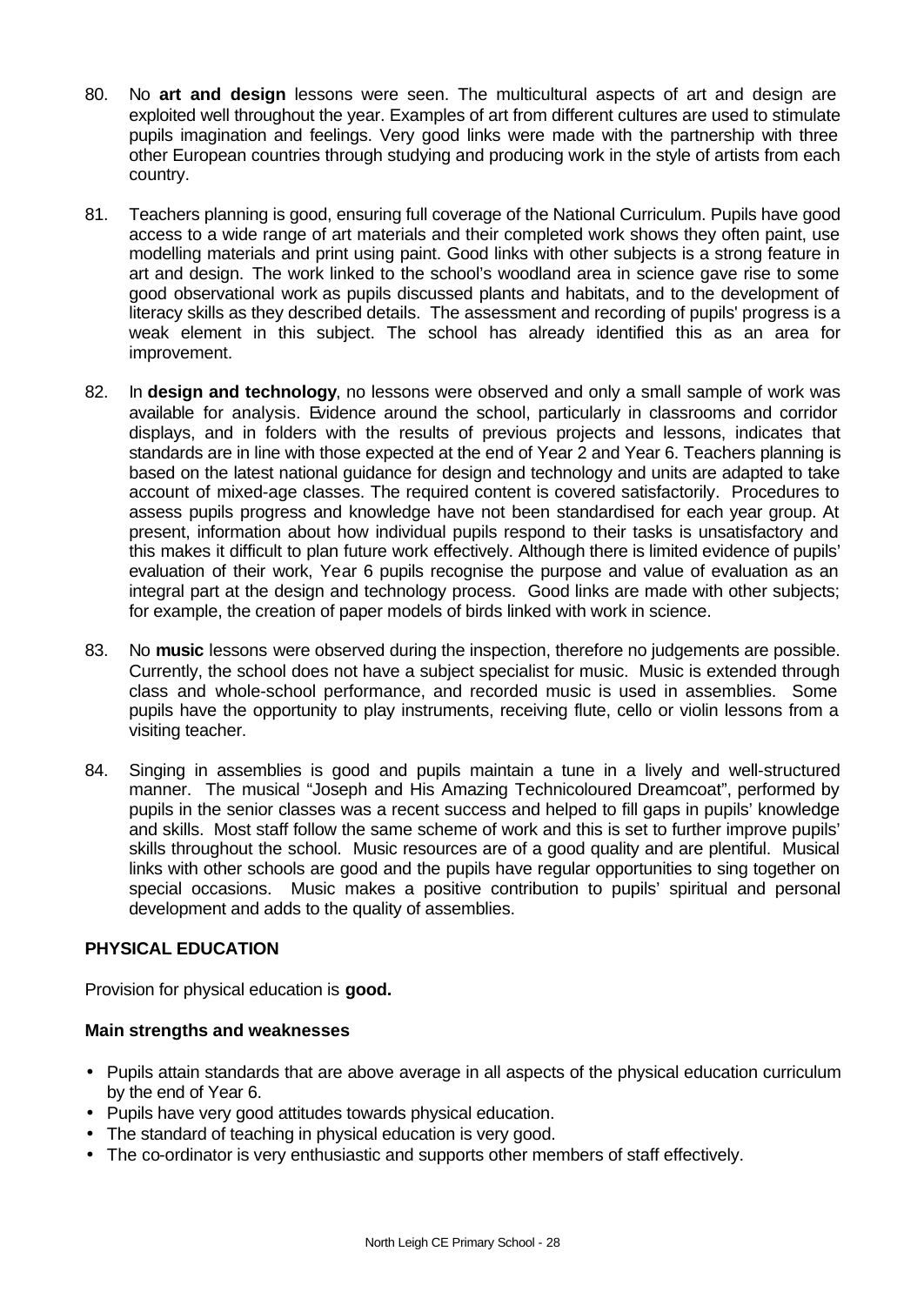80. No **art and design** lessons were seen. The multicultural aspects of art and design are exploited well throughout the year. Examples of art from different cultures are used to stimulate pupils imagination and feelings. Very good links were made with the partnership with three other European countries through studying and producing work in the style of artists from each country.

81. Teachers planning is good, ensuring full coverage of the National Curriculum. Pupils have good access to a wide range of art materials and their completed work shows they often paint, use modelling materials and print using paint. Good links with other subjects is a strong feature in art and design. The work linked to the school's woodland area in science gave rise to some good observational work as pupils discussed plants and habitats, and to the development of literacy skills as they described details. The assessment and recording of pupils' progress is a weak element in this subject. The school has already identified this as an area for improvement.

82. In **design and technology**, no lessons were observed and only a small sample of work was available for analysis. Evidence around the school, particularly in classrooms and corridor displays, and in folders with the results of previous projects and lessons, indicates that standards are in line with those expected at the end of Year 2 and Year 6. Teachers planning is based on the latest national guidance for design and technology and units are adapted to take account of mixed-age classes. The required content is covered satisfactorily. Procedures to assess pupils progress and knowledge have not been standardised for each year group. At present, information about how individual pupils respond to their tasks is unsatisfactory and this makes it difficult to plan future work effectively. Although there is limited evidence of pupils' evaluation of their work, Year 6 pupils recognise the purpose and value of evaluation as an integral part at the design and technology process. Good links are made with other subjects; for example, the creation of paper models of birds linked with work in science.

83. No **music** lessons were observed during the inspection, therefore no judgements are possible. Currently, the school does not have a subject specialist for music. Music is extended through class and whole-school performance, and recorded music is used in assemblies. Some pupils have the opportunity to play instruments, receiving flute, cello or violin lessons from a visiting teacher.

84. Singing in assemblies is good and pupils maintain a tune in a lively and well-structured manner. The musical "Joseph and His Amazing Technicoloured Dreamcoat", performed by pupils in the senior classes was a recent success and helped to fill gaps in pupils' knowledge and skills. Most staff follow the same scheme of work and this is set to further improve pupils' skills throughout the school. Music resources are of a good quality and are plentiful. Musical links with other schools are good and the pupils have regular opportunities to sing together on special occasions. Music makes a positive contribution to pupils' spiritual and personal development and adds to the quality of assemblies.

## PHYSICAL EDUCATION

Provision for physical education is **good.**

### Main strengths and weaknesses

- Pupils attain standards that are above average in all aspects of the physical education curriculum by the end of Year 6.
- Pupils have very good attitudes towards physical education.
- The standard of teaching in physical education is very good.
- The co-ordinator is very enthusiastic and supports other members of staff effectively.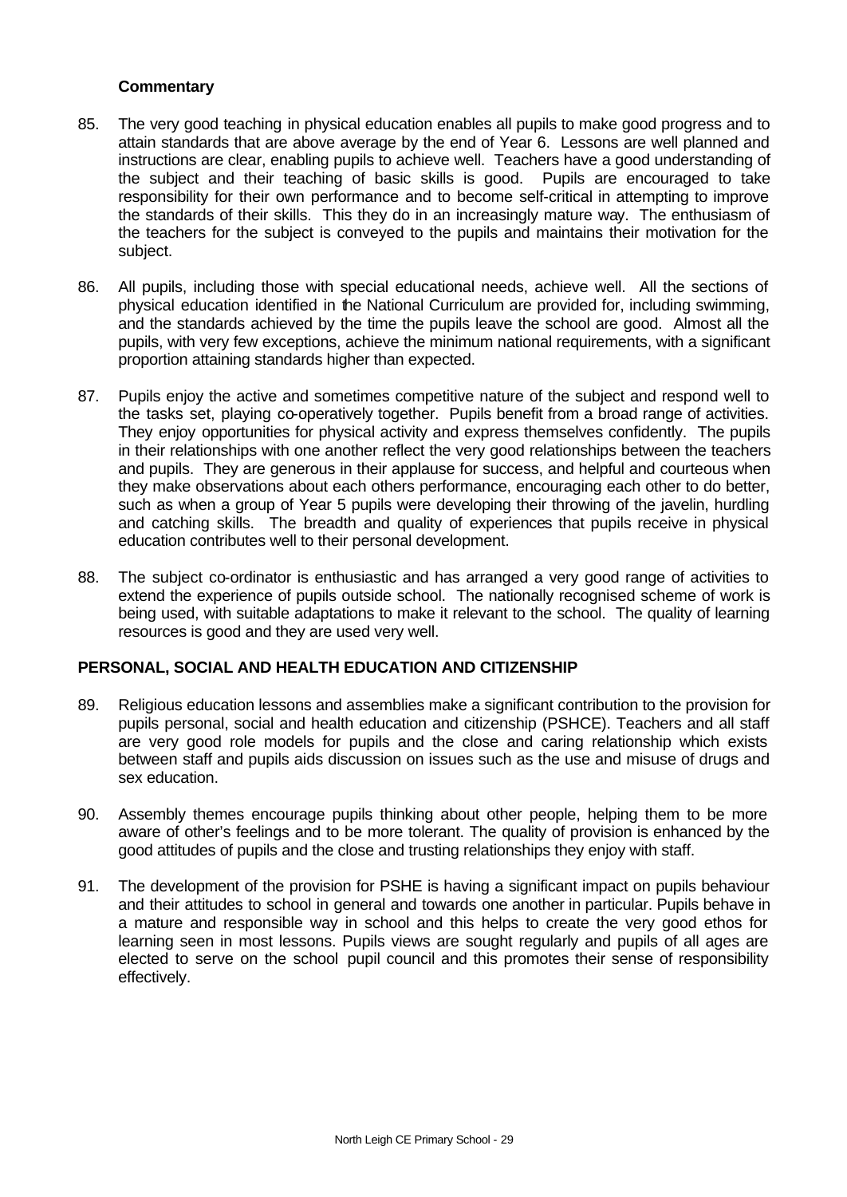**Commentary**

85. The very good teaching in physical education enables all pupils to make good progress and to attain standards that are above average by the end of Year 6. Lessons are well planned and instructions are clear, enabling pupils to achieve well. Teachers have a good understanding of the subject and their teaching of basic skills is good. Pupils are encouraged to take responsibility for their own performance and to become self-critical in attempting to improve the standards of their skills. This they do in an increasingly mature way. The enthusiasm of the teachers for the subject is conveyed to the pupils and maintains their motivation for the subject.

86. All pupils, including those with special educational needs, achieve well. All the sections of physical education identified in the National Curriculum are provided for, including swimming, and the standards achieved by the time the pupils leave the school are good. Almost all the pupils, with very few exceptions, achieve the minimum national requirements, with a significant proportion attaining standards higher than expected.

87. Pupils enjoy the active and sometimes competitive nature of the subject and respond well to the tasks set, playing co-operatively together. Pupils benefit from a broad range of activities. They enjoy opportunities for physical activity and express themselves confidently. The pupils in their relationships with one another reflect the very good relationships between the teachers and pupils. They are generous in their applause for success, and helpful and courteous when they make observations about each others performance, encouraging each other to do better, such as when a group of Year 5 pupils were developing their throwing of the javelin, hurdling and catching skills. The breadth and quality of experiences that pupils receive in physical education contributes well to their personal development.

88. The subject co-ordinator is enthusiastic and has arranged a very good range of activities to extend the experience of pupils outside school. The nationally recognised scheme of work is being used, with suitable adaptations to make it relevant to the school. The quality of learning resources is good and they are used very well.

## PERSONAL, SOCIAL AND HEALTH EDUCATION AND CITIZENSHIP

89. Religious education lessons and assemblies make a significant contribution to the provision for pupils personal, social and health education and citizenship (PSHCE). Teachers and all staff are very good role models for pupils and the close and caring relationship which exists between staff and pupils aids discussion on issues such as the use and misuse of drugs and sex education.

90. Assembly themes encourage pupils thinking about other people, helping them to be more aware of other's feelings and to be more tolerant. The quality of provision is enhanced by the good attitudes of pupils and the close and trusting relationships they enjoy with staff.

91. The development of the provision for PSHE is having a significant impact on pupils behaviour and their attitudes to school in general and towards one another in particular. Pupils behave in a mature and responsible way in school and this helps to create the very good ethos for learning seen in most lessons. Pupils views are sought regularly and pupils of all ages are elected to serve on the school pupil council and this promotes their sense of responsibility effectively.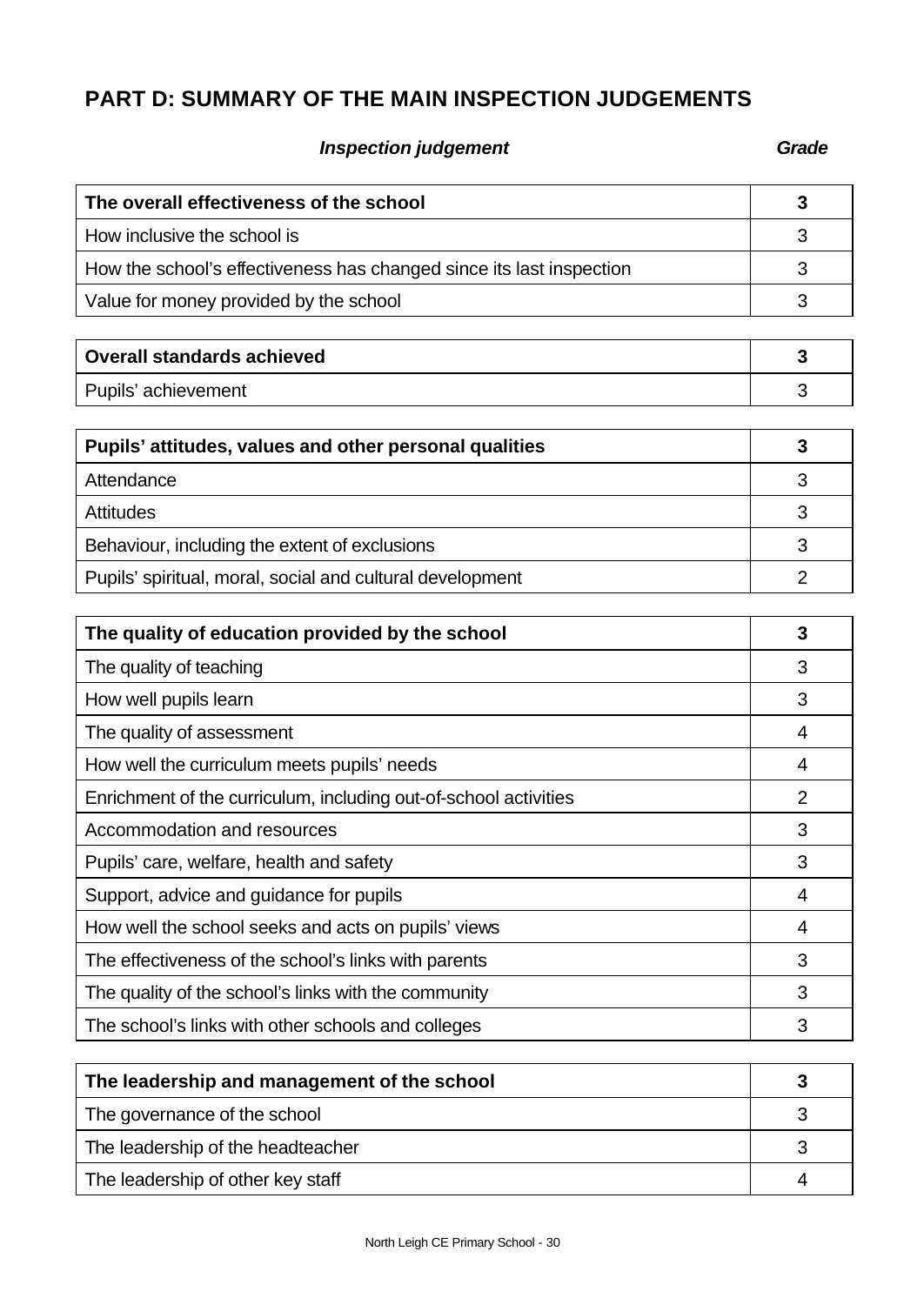## PART D: SUMMARY OF THE MAIN INSPECTION JUDGEMENTS

| *Inspection judgement* | *Grade* |
|---|---|
| **The overall effectiveness of the school** | **3** |
| How inclusive the school is | 3 |
| How the school's effectiveness has changed since its last inspection | 3 |
| Value for money provided by the school | 3 |
| | |
| **Overall standards achieved** | **3** |
| Pupils' achievement | 3 |
| | |
| **Pupils' attitudes, values and other personal qualities** | **3** |
| Attendance | 3 |
| Attitudes | 3 |
| Behaviour, including the extent of exclusions | 3 |
| Pupils' spiritual, moral, social and cultural development | 2 |
| | |
| **The quality of education provided by the school** | **3** |
| The quality of teaching | 3 |
| How well pupils learn | 3 |
| The quality of assessment | 4 |
| How well the curriculum meets pupils' needs | 4 |
| Enrichment of the curriculum, including out-of-school activities | 2 |
| Accommodation and resources | 3 |
| Pupils' care, welfare, health and safety | 3 |
| Support, advice and guidance for pupils | 4 |
| How well the school seeks and acts on pupils' views | 4 |
| The effectiveness of the school's links with parents | 3 |
| The quality of the school's links with the community | 3 |
| The school's links with other schools and colleges | 3 |
| | |
| **The leadership and management of the school** | **3** |
| The governance of the school | 3 |
| The leadership of the headteacher | 3 |
| The leadership of other key staff | 4 |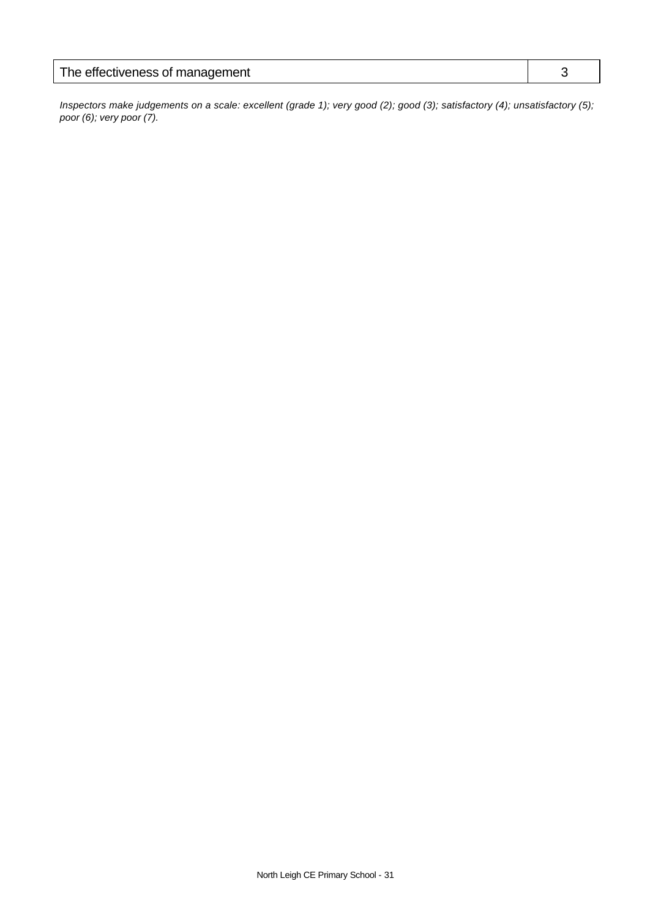| | |
|---|---|
| The effectiveness of management | 3 |

*Inspectors make judgements on a scale: excellent (grade 1); very good (2); good (3); satisfactory (4); unsatisfactory (5); poor (6); very poor (7).*